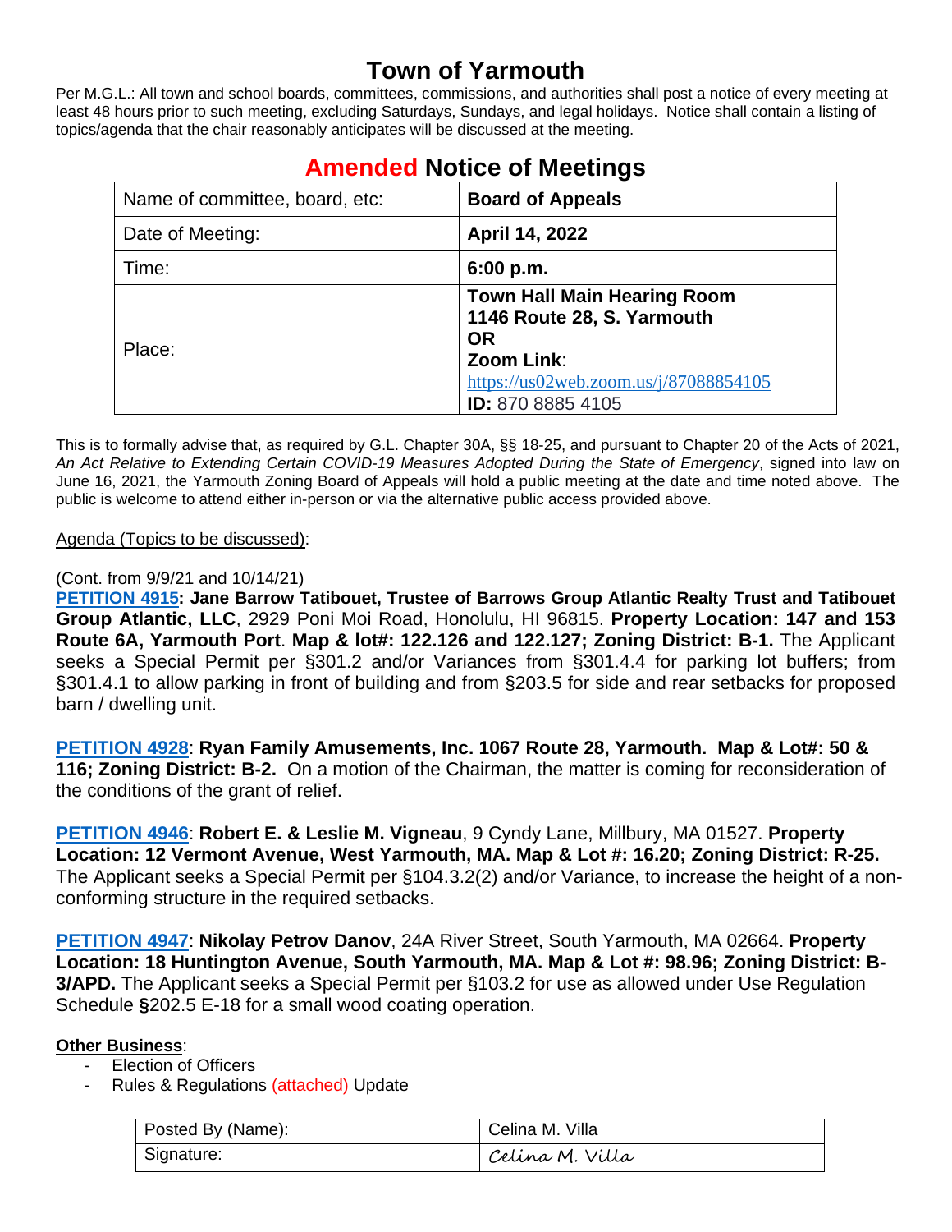# Town of Yarmouth

Per M.G.L.: All town and school boards, committees, commissions, and authorities shall post a notice of every meeting at least 48 hours prior to such meeting, excluding Saturdays, Sundays, and legal holidays. Notice shall contain a listing of topics/agenda that the chair reasonably anticipates will be discussed at the meeting.

## Amended Notice of Meetings

| Name of committee, board, etc: | **Board of Appeals** |
|---|---|
| Date of Meeting: | **April 14, 2022** |
| Time: | **6:00 p.m.** |
| Place: | **Town Hall Main Hearing Room**<br>**1146 Route 28, S. Yarmouth**<br>**OR**<br>**Zoom Link**:<br>https://us02web.zoom.us/j/87088854105<br>**ID:** 870 8885 4105 |

This is to formally advise that, as required by G.L. Chapter 30A, §§ 18-25, and pursuant to Chapter 20 of the Acts of 2021, *An Act Relative to Extending Certain COVID-19 Measures Adopted During the State of Emergency*, signed into law on June 16, 2021, the Yarmouth Zoning Board of Appeals will hold a public meeting at the date and time noted above. The public is welcome to attend either in-person or via the alternative public access provided above.

Agenda (Topics to be discussed):

(Cont. from 9/9/21 and 10/14/21)
**PETITION 4915: Jane Barrow Tatibouet, Trustee of Barrows Group Atlantic Realty Trust and Tatibouet Group Atlantic, LLC**, 2929 Poni Moi Road, Honolulu, HI 96815. **Property Location: 147 and 153 Route 6A, Yarmouth Port**. **Map & lot#: 122.126 and 122.127; Zoning District: B-1.** The Applicant seeks a Special Permit per §301.2 and/or Variances from §301.4.4 for parking lot buffers; from §301.4.1 to allow parking in front of building and from §203.5 for side and rear setbacks for proposed barn / dwelling unit.

**PETITION 4928**: **Ryan Family Amusements, Inc. 1067 Route 28, Yarmouth. Map & Lot#: 50 & 116; Zoning District: B-2.** On a motion of the Chairman, the matter is coming for reconsideration of the conditions of the grant of relief.

**PETITION 4946**: **Robert E. & Leslie M. Vigneau**, 9 Cyndy Lane, Millbury, MA 01527. **Property Location: 12 Vermont Avenue, West Yarmouth, MA. Map & Lot #: 16.20; Zoning District: R-25.** The Applicant seeks a Special Permit per §104.3.2(2) and/or Variance, to increase the height of a non-conforming structure in the required setbacks.

**PETITION 4947**: **Nikolay Petrov Danov**, 24A River Street, South Yarmouth, MA 02664. **Property Location: 18 Huntington Avenue, South Yarmouth, MA. Map & Lot #: 98.96; Zoning District: B-3/APD.** The Applicant seeks a Special Permit per §103.2 for use as allowed under Use Regulation Schedule **§**202.5 E-18 for a small wood coating operation.

**Other Business**:

- Election of Officers
- Rules & Regulations (attached) Update

| Posted By (Name): | Celina M. Villa |
|---|---|
| Signature: | *Celina M. Villa* |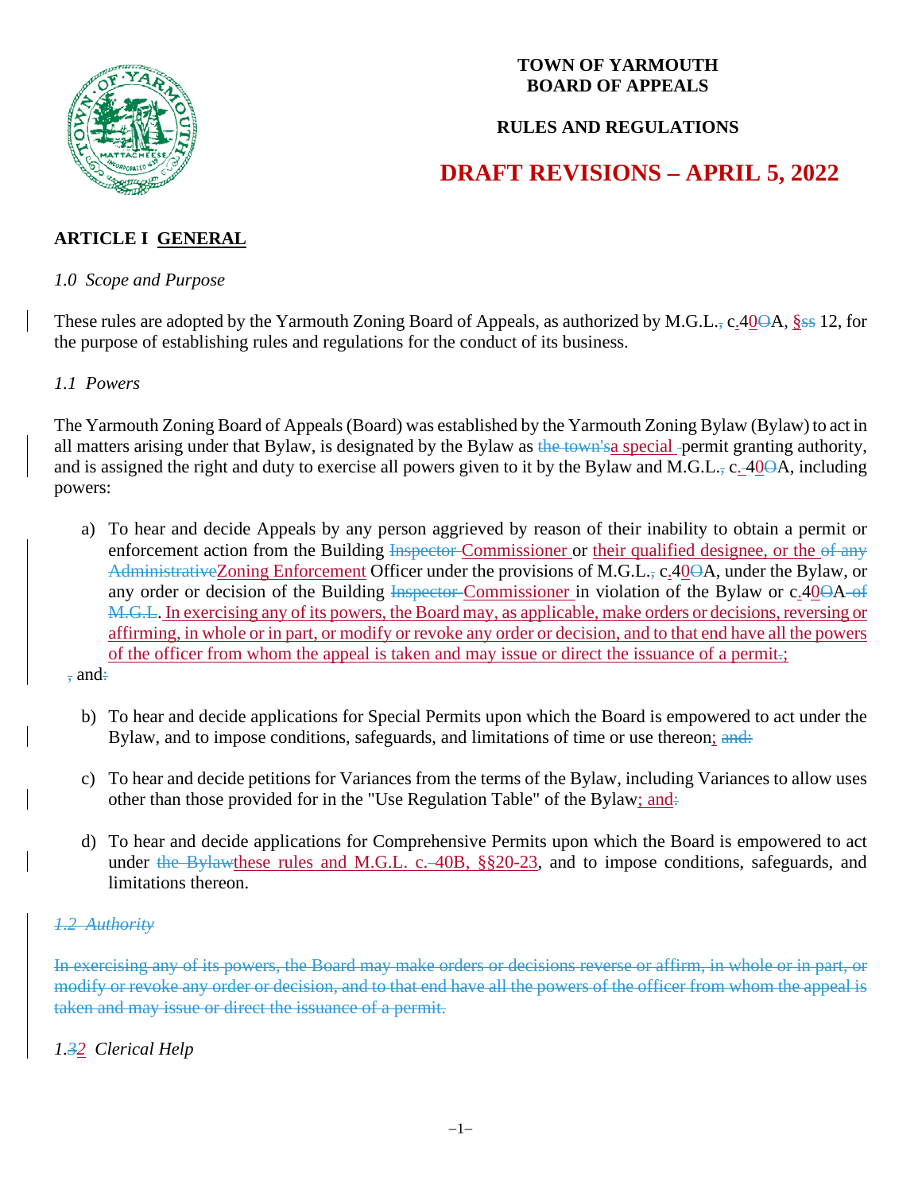**TOWN OF YARMOUTH**
**BOARD OF APPEALS**

**RULES AND REGULATIONS**

# DRAFT REVISIONS – APRIL 5, 2022

## ARTICLE I GENERAL

*1.0 Scope and Purpose*

These rules are adopted by the Yarmouth Zoning Board of Appeals, as authorized by M.G.L.~~,~~ c.40~~O~~A, §~~ss~~ 12, for the purpose of establishing rules and regulations for the conduct of its business.

*1.1 Powers*

The Yarmouth Zoning Board of Appeals (Board) was established by the Yarmouth Zoning Bylaw (Bylaw) to act in all matters arising under that Bylaw, is designated by the Bylaw as ~~the town's~~a special permit granting authority, and is assigned the right and duty to exercise all powers given to it by the Bylaw and M.G.L.~~,~~ c.40~~O~~A, including powers:

a) To hear and decide Appeals by any person aggrieved by reason of their inability to obtain a permit or enforcement action from the Building ~~Inspector~~ Commissioner or their qualified designee, or the ~~of any Administrative~~Zoning Enforcement Officer under the provisions of M.G.L.~~,~~ c.40~~O~~A, under the Bylaw, or any order or decision of the Building ~~Inspector~~ Commissioner in violation of the Bylaw or c.40~~O~~A ~~of M.G.L~~. In exercising any of its powers, the Board may, as applicable, make orders or decisions, reversing or affirming, in whole or in part, or modify or revoke any order or decision, and to that end have all the powers of the officer from whom the appeal is taken and may issue or direct the issuance of a permit~~.~~;

~~,~~ and~~:~~

b) To hear and decide applications for Special Permits upon which the Board is empowered to act under the Bylaw, and to impose conditions, safeguards, and limitations of time or use thereon; ~~and:~~

c) To hear and decide petitions for Variances from the terms of the Bylaw, including Variances to allow uses other than those provided for in the "Use Regulation Table" of the Bylaw; and~~:~~

d) To hear and decide applications for Comprehensive Permits upon which the Board is empowered to act under ~~the Bylaw~~these rules and M.G.L. c.40B, §§20-23, and to impose conditions, safeguards, and limitations thereon.

~~*1.2 Authority*~~

~~In exercising any of its powers, the Board may make orders or decisions reverse or affirm, in whole or in part, or modify or revoke any order or decision, and to that end have all the powers of the officer from whom the appeal is taken and may issue or direct the issuance of a permit.~~

*1.~~3~~2 Clerical Help*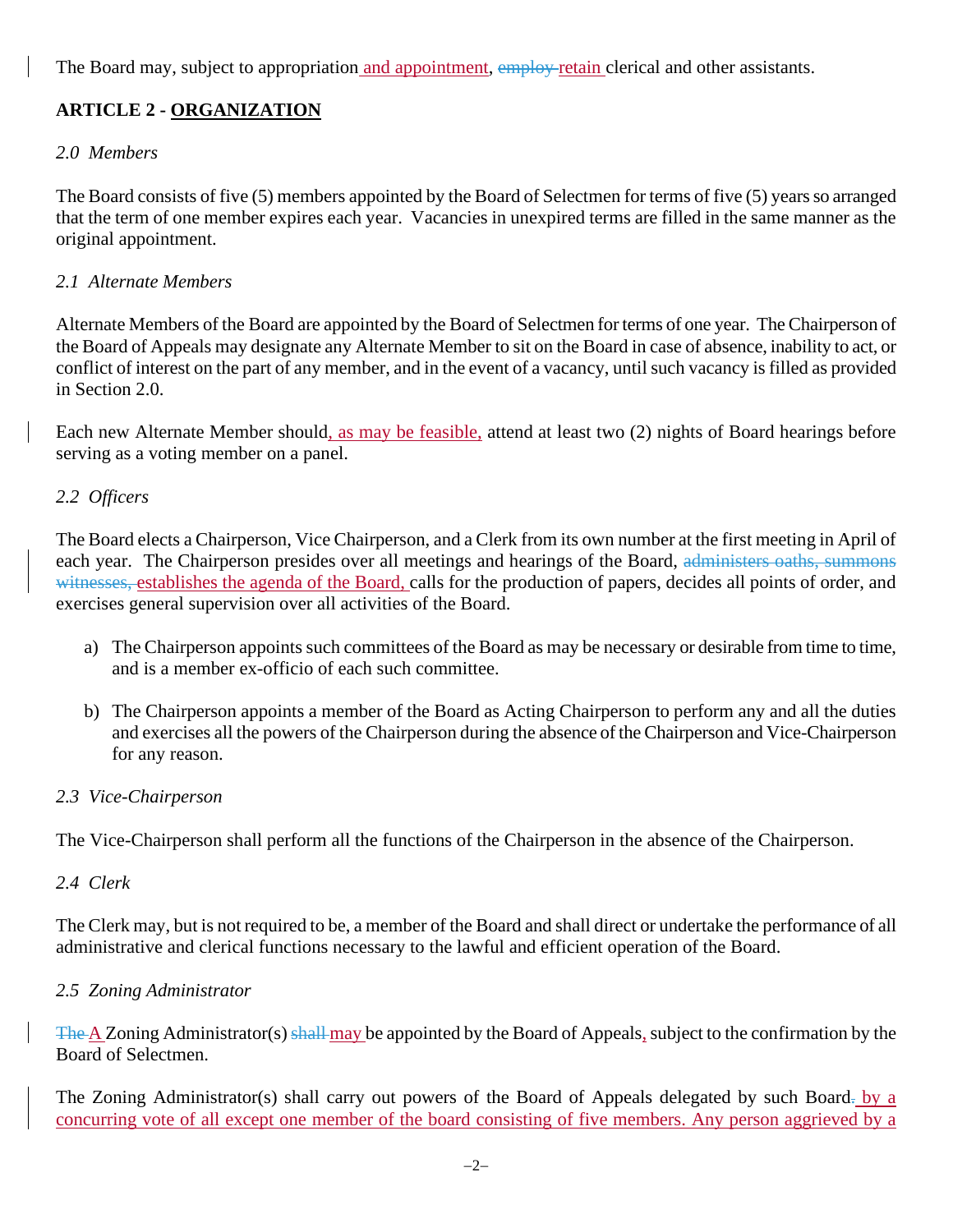The Board may, subject to appropriation and appointment, employ retain clerical and other assistants.

## ARTICLE 2 - ORGANIZATION

*2.0 Members*

The Board consists of five (5) members appointed by the Board of Selectmen for terms of five (5) years so arranged that the term of one member expires each year. Vacancies in unexpired terms are filled in the same manner as the original appointment.

*2.1 Alternate Members*

Alternate Members of the Board are appointed by the Board of Selectmen for terms of one year. The Chairperson of the Board of Appeals may designate any Alternate Member to sit on the Board in case of absence, inability to act, or conflict of interest on the part of any member, and in the event of a vacancy, until such vacancy is filled as provided in Section 2.0.

Each new Alternate Member should, as may be feasible, attend at least two (2) nights of Board hearings before serving as a voting member on a panel.

*2.2 Officers*

The Board elects a Chairperson, Vice Chairperson, and a Clerk from its own number at the first meeting in April of each year. The Chairperson presides over all meetings and hearings of the Board, administers oaths, summons witnesses, establishes the agenda of the Board, calls for the production of papers, decides all points of order, and exercises general supervision over all activities of the Board.

a) The Chairperson appoints such committees of the Board as may be necessary or desirable from time to time, and is a member ex-officio of each such committee.

b) The Chairperson appoints a member of the Board as Acting Chairperson to perform any and all the duties and exercises all the powers of the Chairperson during the absence of the Chairperson and Vice-Chairperson for any reason.

*2.3 Vice-Chairperson*

The Vice-Chairperson shall perform all the functions of the Chairperson in the absence of the Chairperson.

*2.4 Clerk*

The Clerk may, but is not required to be, a member of the Board and shall direct or undertake the performance of all administrative and clerical functions necessary to the lawful and efficient operation of the Board.

*2.5 Zoning Administrator*

The A Zoning Administrator(s) shall may be appointed by the Board of Appeals, subject to the confirmation by the Board of Selectmen.

The Zoning Administrator(s) shall carry out powers of the Board of Appeals delegated by such Board. by a concurring vote of all except one member of the board consisting of five members. Any person aggrieved by a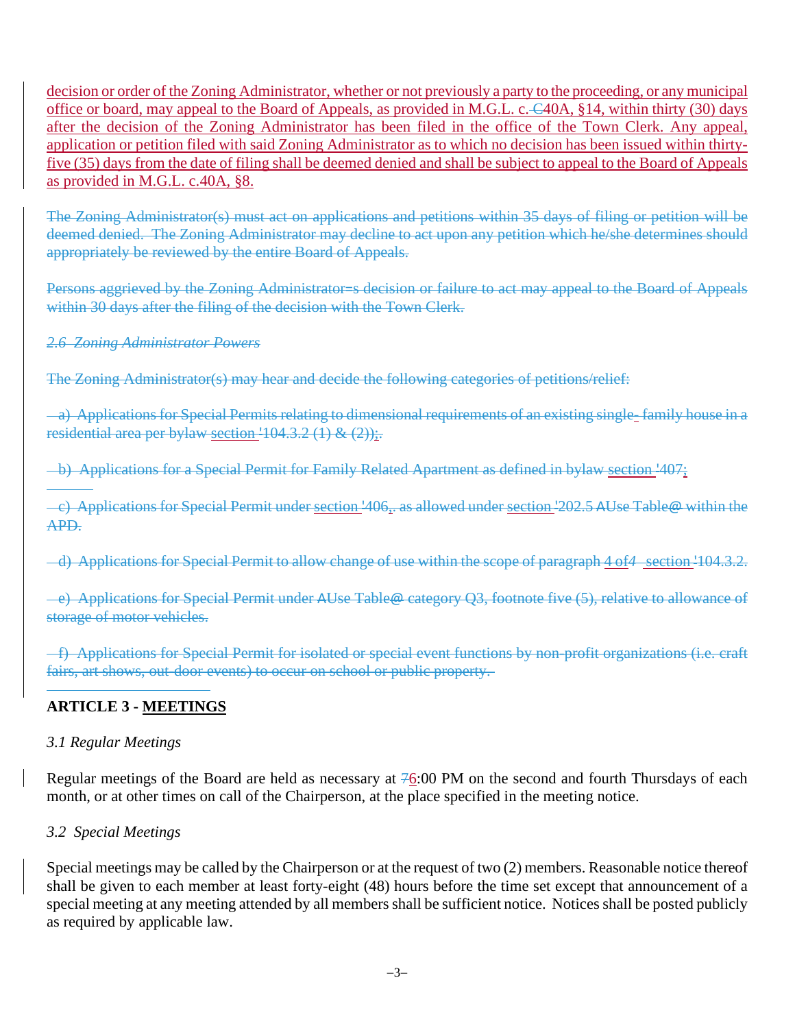decision or order of the Zoning Administrator, whether or not previously a party to the proceeding, or any municipal office or board, may appeal to the Board of Appeals, as provided in M.G.L. c. C40A, §14, within thirty (30) days after the decision of the Zoning Administrator has been filed in the office of the Town Clerk. Any appeal, application or petition filed with said Zoning Administrator as to which no decision has been issued within thirty-five (35) days from the date of filing shall be deemed denied and shall be subject to appeal to the Board of Appeals as provided in M.G.L. c.40A, §8.

~~The Zoning Administrator(s) must act on applications and petitions within 35 days of filing or petition will be deemed denied. The Zoning Administrator may decline to act upon any petition which he/she determines should appropriately be reviewed by the entire Board of Appeals.~~

~~Persons aggrieved by the Zoning Administrator=s decision or failure to act may appeal to the Board of Appeals within 30 days after the filing of the decision with the Town Clerk.~~

~~*2.6 Zoning Administrator Powers*~~

~~The Zoning Administrator(s) may hear and decide the following categories of petitions/relief:~~

~~a) Applications for Special Permits relating to dimensional requirements of an existing single- family house in a residential area per bylaw section '104.3.2 (1) & (2));.~~

~~b) Applications for a Special Permit for Family Related Apartment as defined in bylaw section '407;~~

~~c) Applications for Special Permit under section '406,. as allowed under section '202.5 AUse Table@ within the APD.~~

~~d) Applications for Special Permit to allow change of use within the scope of paragraph 4 of4 section '104.3.2.~~

~~e) Applications for Special Permit under AUse Table@ category Q3, footnote five (5), relative to allowance of storage of motor vehicles.~~

~~f) Applications for Special Permit for isolated or special event functions by non-profit organizations (i.e. craft fairs, art shows, out-door events) to occur on school or public property.~~

## ARTICLE 3 - MEETINGS

*3.1 Regular Meetings*

Regular meetings of the Board are held as necessary at 76:00 PM on the second and fourth Thursdays of each month, or at other times on call of the Chairperson, at the place specified in the meeting notice.

*3.2 Special Meetings*

Special meetings may be called by the Chairperson or at the request of two (2) members. Reasonable notice thereof shall be given to each member at least forty-eight (48) hours before the time set except that announcement of a special meeting at any meeting attended by all members shall be sufficient notice. Notices shall be posted publicly as required by applicable law.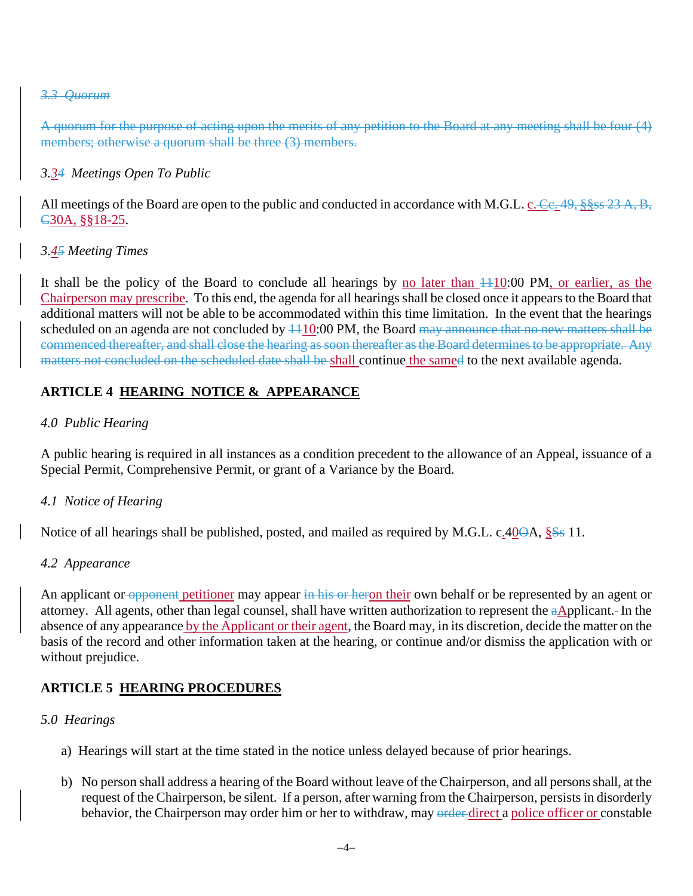~~*3.3 Quorum*~~

~~A quorum for the purpose of acting upon the merits of any petition to the Board at any meeting shall be four (4) members; otherwise a quorum shall be three (3) members.~~

*3.3~~4~~ Meetings Open To Public*

All meetings of the Board are open to the public and conducted in accordance with M.G.L. c. ~~Cc. 49,~~ §§~~ss 23 A, B, C~~30A, §§18-25.

*3.4~~5~~ Meeting Times*

It shall be the policy of the Board to conclude all hearings by no later than ~~11~~10:00 PM, or earlier, as the Chairperson may prescribe. To this end, the agenda for all hearings shall be closed once it appears to the Board that additional matters will not be able to be accommodated within this time limitation. In the event that the hearings scheduled on an agenda are not concluded by ~~11~~10:00 PM, the Board ~~may announce that no new matters shall be commenced thereafter, and shall close the hearing as soon thereafter as the Board determines to be appropriate. Any matters not concluded on the scheduled date shall be~~ shall continue the same~~d~~ to the next available agenda.

## ARTICLE 4 HEARING NOTICE & APPEARANCE

*4.0 Public Hearing*

A public hearing is required in all instances as a condition precedent to the allowance of an Appeal, issuance of a Special Permit, Comprehensive Permit, or grant of a Variance by the Board.

*4.1 Notice of Hearing*

Notice of all hearings shall be published, posted, and mailed as required by M.G.L. c.40~~O~~A, §~~Ss~~ 11.

*4.2 Appearance*

An applicant or ~~opponent~~ petitioner may appear ~~in his or her~~ on their own behalf or be represented by an agent or attorney. All agents, other than legal counsel, shall have written authorization to represent the ~~a~~Applicant. In the absence of any appearance by the Applicant or their agent, the Board may, in its discretion, decide the matter on the basis of the record and other information taken at the hearing, or continue and/or dismiss the application with or without prejudice.

## ARTICLE 5 HEARING PROCEDURES

*5.0 Hearings*

a) Hearings will start at the time stated in the notice unless delayed because of prior hearings.

b) No person shall address a hearing of the Board without leave of the Chairperson, and all persons shall, at the request of the Chairperson, be silent. If a person, after warning from the Chairperson, persists in disorderly behavior, the Chairperson may order him or her to withdraw, may ~~order~~ direct a police officer or constable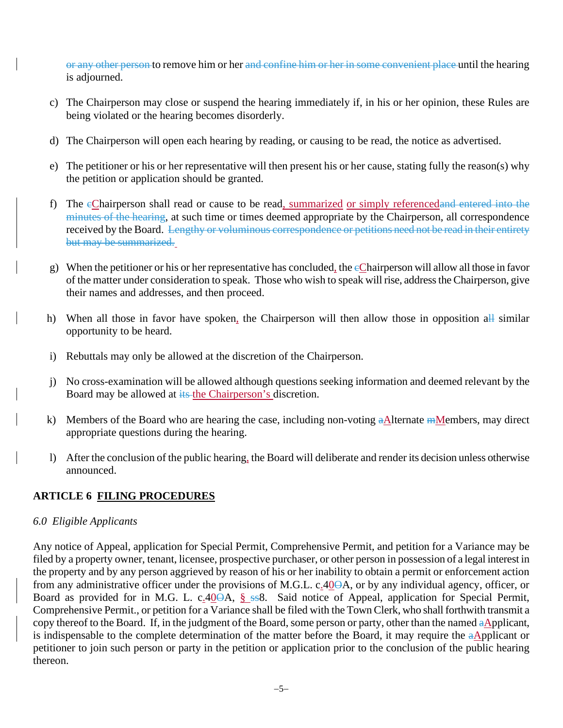~~or any other person~~ to remove him or her ~~and confine him or her in some convenient place~~ until the hearing is adjourned.

c) The Chairperson may close or suspend the hearing immediately if, in his or her opinion, these Rules are being violated or the hearing becomes disorderly.

d) The Chairperson will open each hearing by reading, or causing to be read, the notice as advertised.

e) The petitioner or his or her representative will then present his or her cause, stating fully the reason(s) why the petition or application should be granted.

f) The ~~c~~Chairperson shall read or cause to be read, summarized or simply referenced~~and entered into the minutes of the hearing~~, at such time or times deemed appropriate by the Chairperson, all correspondence received by the Board. ~~Lengthy or voluminous correspondence or petitions need not be read in their entirety but may be summarized.~~

g) When the petitioner or his or her representative has concluded, the ~~c~~Chairperson will allow all those in favor of the matter under consideration to speak. Those who wish to speak will rise, address the Chairperson, give their names and addresses, and then proceed.

h) When all those in favor have spoken, the Chairperson will then allow those in opposition a~~ll~~ similar opportunity to be heard.

i) Rebuttals may only be allowed at the discretion of the Chairperson.

j) No cross-examination will be allowed although questions seeking information and deemed relevant by the Board may be allowed at ~~its~~ the Chairperson's discretion.

k) Members of the Board who are hearing the case, including non-voting ~~a~~Alternate ~~m~~Members, may direct appropriate questions during the hearing.

l) After the conclusion of the public hearing, the Board will deliberate and render its decision unless otherwise announced.

## ARTICLE 6 FILING PROCEDURES

*6.0 Eligible Applicants*

Any notice of Appeal, application for Special Permit, Comprehensive Permit, and petition for a Variance may be filed by a property owner, tenant, licensee, prospective purchaser, or other person in possession of a legal interest in the property and by any person aggrieved by reason of his or her inability to obtain a permit or enforcement action from any administrative officer under the provisions of M.G.L. c.40~~O~~A, or by any individual agency, officer, or Board as provided for in M.G. L. c.40~~O~~A, § ~~ss~~8. Said notice of Appeal, application for Special Permit, Comprehensive Permit., or petition for a Variance shall be filed with the Town Clerk, who shall forthwith transmit a copy thereof to the Board. If, in the judgment of the Board, some person or party, other than the named ~~a~~Applicant, is indispensable to the complete determination of the matter before the Board, it may require the ~~a~~Applicant or petitioner to join such person or party in the petition or application prior to the conclusion of the public hearing thereon.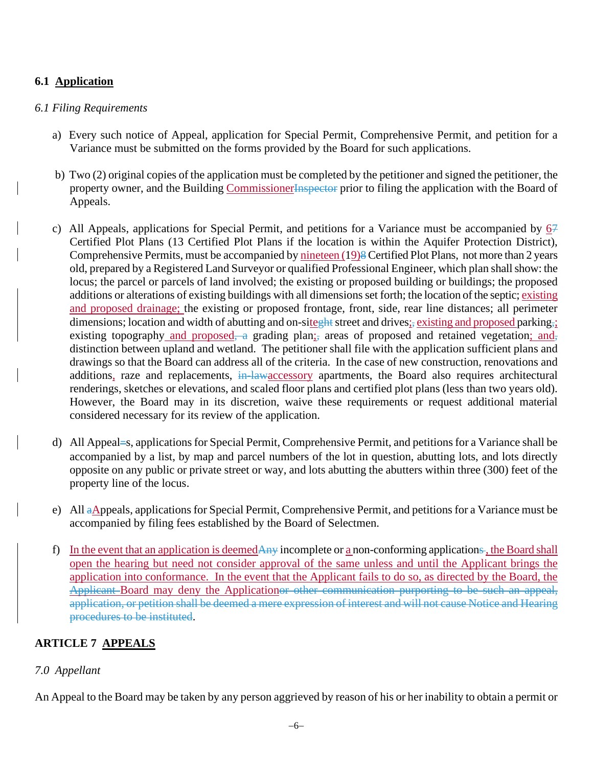### 6.1 **Application**

*6.1 Filing Requirements*

a) Every such notice of Appeal, application for Special Permit, Comprehensive Permit, and petition for a Variance must be submitted on the forms provided by the Board for such applications.

b) Two (2) original copies of the application must be completed by the petitioner and signed the petitioner, the property owner, and the Building Commissioner~~Inspector~~ prior to filing the application with the Board of Appeals.

c) All Appeals, applications for Special Permit, and petitions for a Variance must be accompanied by 6~~7~~ Certified Plot Plans (13 Certified Plot Plans if the location is within the Aquifer Protection District), Comprehensive Permits, must be accompanied by nineteen (19)~~8~~ Certified Plot Plans, not more than 2 years old, prepared by a Registered Land Surveyor or qualified Professional Engineer, which plan shall show: the locus; the parcel or parcels of land involved; the existing or proposed building or buildings; the proposed additions or alterations of existing buildings with all dimensions set forth; the location of the septic; existing and proposed drainage; the existing or proposed frontage, front, side, rear line distances; all perimeter dimensions; location and width of abutting and on-site~~ght~~ street and drives;~~,~~ existing and proposed parking~~,~~; existing topography and proposed~~, a~~ grading plan;~~,~~ areas of proposed and retained vegetation; and~~,~~ distinction between upland and wetland. The petitioner shall file with the application sufficient plans and drawings so that the Board can address all of the criteria. In the case of new construction, renovations and additions, raze and replacements, ~~in-law~~accessory apartments, the Board also requires architectural renderings, sketches or elevations, and scaled floor plans and certified plot plans (less than two years old). However, the Board may in its discretion, waive these requirements or request additional material considered necessary for its review of the application.

d) All Appeal~~=~~s, applications for Special Permit, Comprehensive Permit, and petitions for a Variance shall be accompanied by a list, by map and parcel numbers of the lot in question, abutting lots, and lots directly opposite on any public or private street or way, and lots abutting the abutters within three (300) feet of the property line of the locus.

e) All ~~a~~Appeals, applications for Special Permit, Comprehensive Permit, and petitions for a Variance must be accompanied by filing fees established by the Board of Selectmen.

f) In the event that an application is deemed~~Any~~ incomplete or a non-conforming application~~s~~, the Board shall open the hearing but need not consider approval of the same unless and until the Applicant brings the application into conformance. In the event that the Applicant fails to do so, as directed by the Board, the ~~Applicant~~ Board may deny the Application~~or other communication purporting to be such an appeal, application, or petition shall be deemed a mere expression of interest and will not cause Notice and Hearing procedures to be instituted~~.

## ARTICLE 7 **APPEALS**

*7.0 Appellant*

An Appeal to the Board may be taken by any person aggrieved by reason of his or her inability to obtain a permit or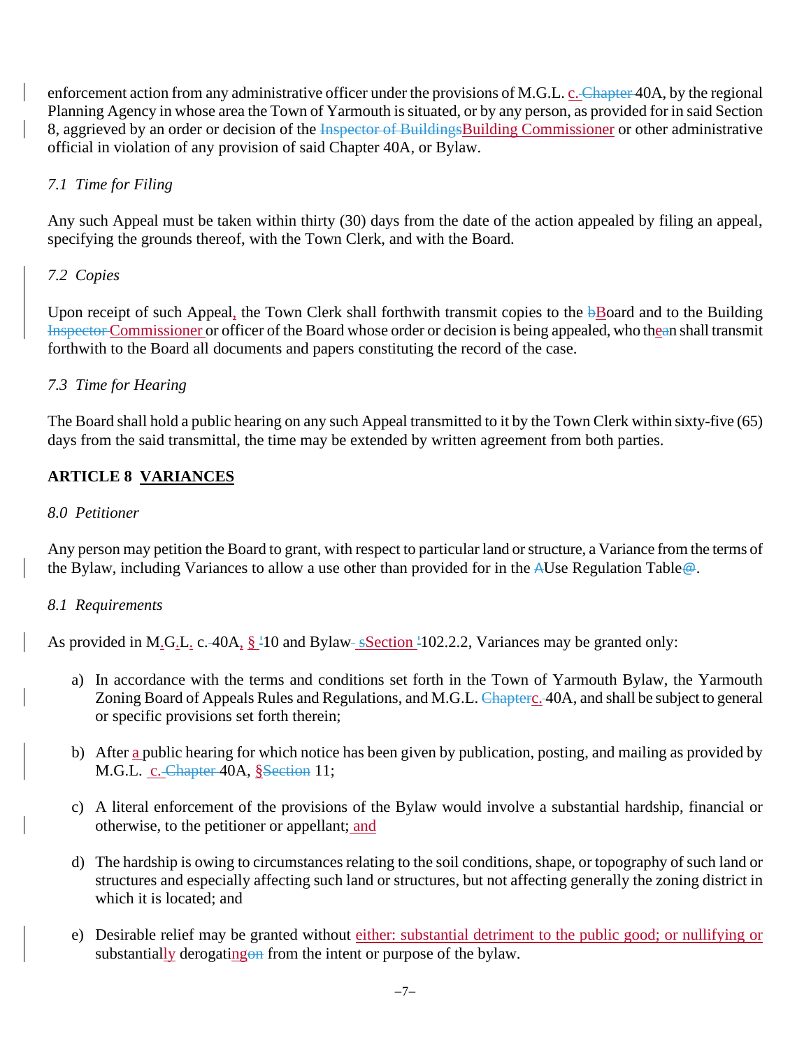enforcement action from any administrative officer under the provisions of M.G.L. c. ~~Chapter~~ 40A, by the regional Planning Agency in whose area the Town of Yarmouth is situated, or by any person, as provided for in said Section 8, aggrieved by an order or decision of the ~~Inspector of Buildings~~Building Commissioner or other administrative official in violation of any provision of said Chapter 40A, or Bylaw.

*7.1 Time for Filing*

Any such Appeal must be taken within thirty (30) days from the date of the action appealed by filing an appeal, specifying the grounds thereof, with the Town Clerk, and with the Board.

*7.2 Copies*

Upon receipt of such Appeal, the Town Clerk shall forthwith transmit copies to the ~~b~~Board and to the Building ~~Inspector~~ Commissioner or officer of the Board whose order or decision is being appealed, who the~~a~~n shall transmit forthwith to the Board all documents and papers constituting the record of the case.

*7.3 Time for Hearing*

The Board shall hold a public hearing on any such Appeal transmitted to it by the Town Clerk within sixty-five (65) days from the said transmittal, the time may be extended by written agreement from both parties.

## ARTICLE 8 VARIANCES

*8.0 Petitioner*

Any person may petition the Board to grant, with respect to particular land or structure, a Variance from the terms of the Bylaw, including Variances to allow a use other than provided for in the ~~A~~Use Regulation Table~~@~~.

*8.1 Requirements*

As provided in M.G.L. c. 40A, § 10 and Bylaw ~~s~~Section 102.2.2, Variances may be granted only:

a) In accordance with the terms and conditions set forth in the Town of Yarmouth Bylaw, the Yarmouth Zoning Board of Appeals Rules and Regulations, and M.G.L. ~~Chapter~~c. 40A, and shall be subject to general or specific provisions set forth therein;

b) After a public hearing for which notice has been given by publication, posting, and mailing as provided by M.G.L. c. ~~Chapter~~ 40A, §~~Section~~ 11;

c) A literal enforcement of the provisions of the Bylaw would involve a substantial hardship, financial or otherwise, to the petitioner or appellant; and

d) The hardship is owing to circumstances relating to the soil conditions, shape, or topography of such land or structures and especially affecting such land or structures, but not affecting generally the zoning district in which it is located; and

e) Desirable relief may be granted without either: substantial detriment to the public good; or nullifying or substantially derogating~~on~~ from the intent or purpose of the bylaw.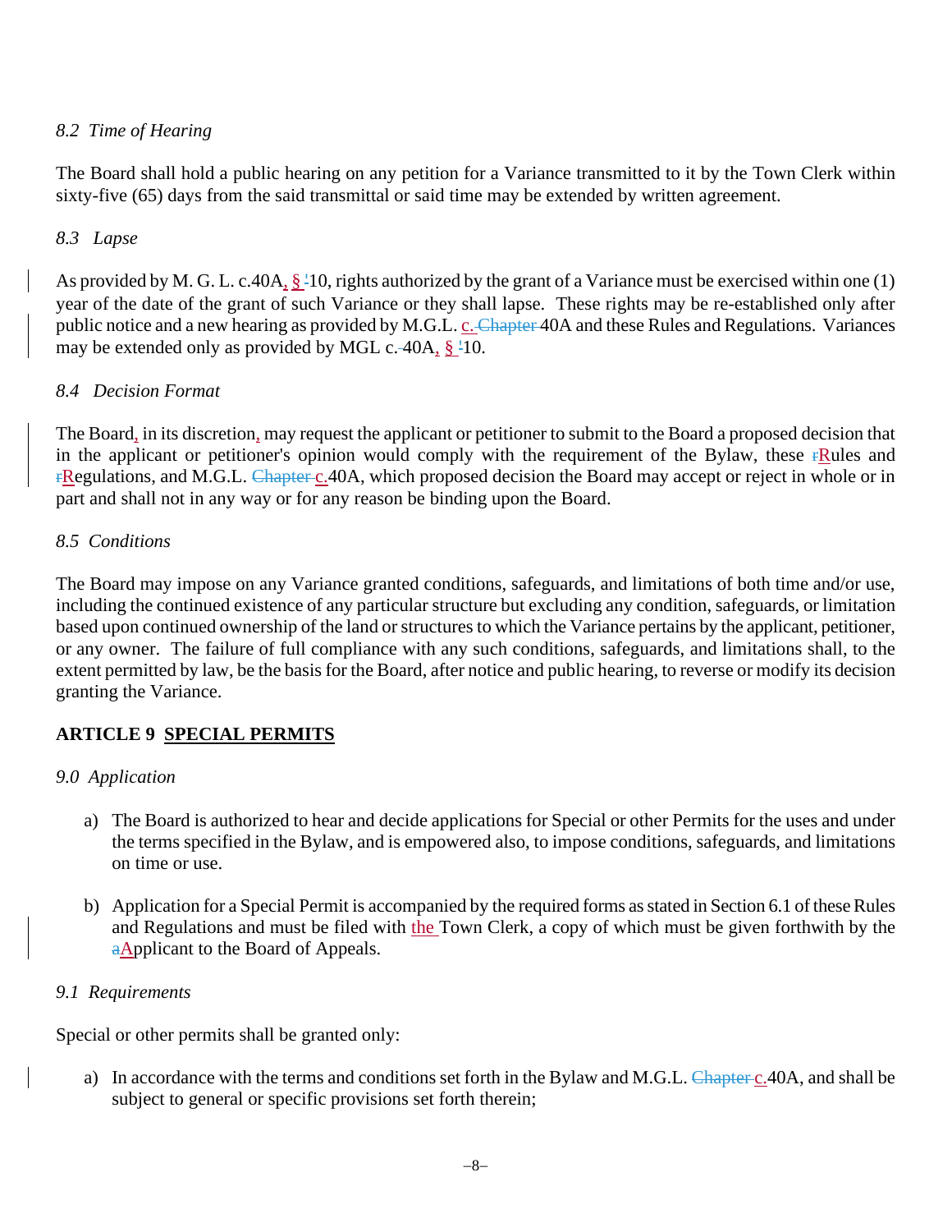*8.2 Time of Hearing*

The Board shall hold a public hearing on any petition for a Variance transmitted to it by the Town Clerk within sixty-five (65) days from the said transmittal or said time may be extended by written agreement.

*8.3 Lapse*

As provided by M. G. L. c.40A, § 10, rights authorized by the grant of a Variance must be exercised within one (1) year of the date of the grant of such Variance or they shall lapse. These rights may be re-established only after public notice and a new hearing as provided by M.G.L. c. 40A and these Rules and Regulations. Variances may be extended only as provided by MGL c. 40A, § 10.

*8.4 Decision Format*

The Board, in its discretion, may request the applicant or petitioner to submit to the Board a proposed decision that in the applicant or petitioner's opinion would comply with the requirement of the Bylaw, these Rules and Regulations, and M.G.L. c.40A, which proposed decision the Board may accept or reject in whole or in part and shall not in any way or for any reason be binding upon the Board.

*8.5 Conditions*

The Board may impose on any Variance granted conditions, safeguards, and limitations of both time and/or use, including the continued existence of any particular structure but excluding any condition, safeguards, or limitation based upon continued ownership of the land or structures to which the Variance pertains by the applicant, petitioner, or any owner. The failure of full compliance with any such conditions, safeguards, and limitations shall, to the extent permitted by law, be the basis for the Board, after notice and public hearing, to reverse or modify its decision granting the Variance.

## ARTICLE 9 SPECIAL PERMITS

*9.0 Application*

a) The Board is authorized to hear and decide applications for Special or other Permits for the uses and under the terms specified in the Bylaw, and is empowered also, to impose conditions, safeguards, and limitations on time or use.

b) Application for a Special Permit is accompanied by the required forms as stated in Section 6.1 of these Rules and Regulations and must be filed with the Town Clerk, a copy of which must be given forthwith by the Applicant to the Board of Appeals.

*9.1 Requirements*

Special or other permits shall be granted only:

a) In accordance with the terms and conditions set forth in the Bylaw and M.G.L. c.40A, and shall be subject to general or specific provisions set forth therein;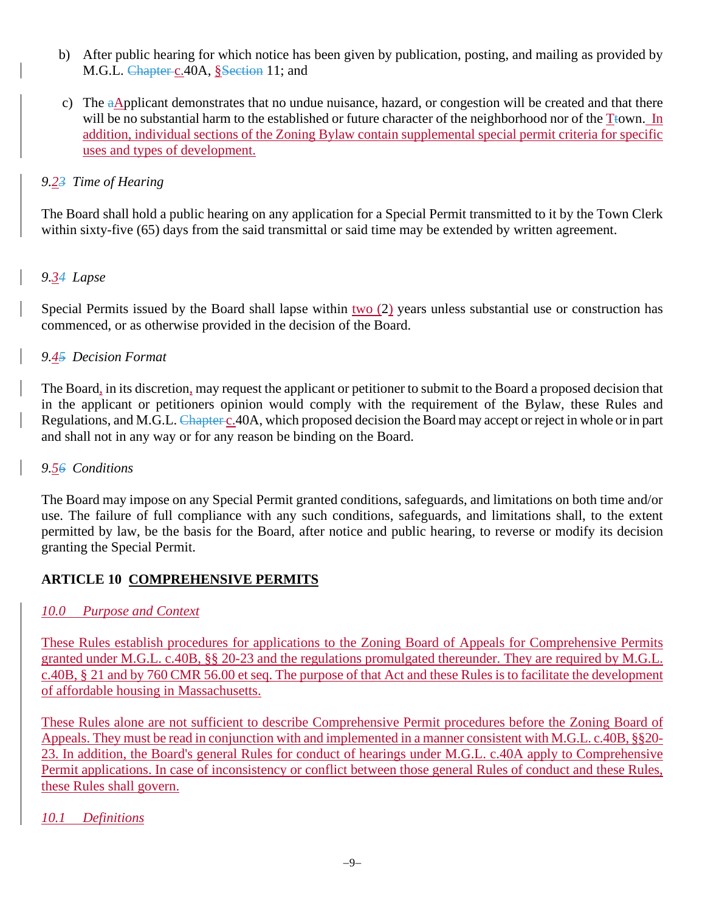b) After public hearing for which notice has been given by publication, posting, and mailing as provided by M.G.L. ~~Chapter~~ c.40A, §~~Section~~ 11; and

c) The ~~a~~Applicant demonstrates that no undue nuisance, hazard, or congestion will be created and that there will be no substantial harm to the established or future character of the neighborhood nor of the T~~t~~own. In addition, individual sections of the Zoning Bylaw contain supplemental special permit criteria for specific uses and types of development.

*9.2~~3~~ Time of Hearing*

The Board shall hold a public hearing on any application for a Special Permit transmitted to it by the Town Clerk within sixty-five (65) days from the said transmittal or said time may be extended by written agreement.

*9.3~~4~~ Lapse*

Special Permits issued by the Board shall lapse within two (2) years unless substantial use or construction has commenced, or as otherwise provided in the decision of the Board.

*9.4~~5~~ Decision Format*

The Board, in its discretion, may request the applicant or petitioner to submit to the Board a proposed decision that in the applicant or petitioners opinion would comply with the requirement of the Bylaw, these Rules and Regulations, and M.G.L. ~~Chapter~~ c.40A, which proposed decision the Board may accept or reject in whole or in part and shall not in any way or for any reason be binding on the Board.

*9.5~~6~~ Conditions*

The Board may impose on any Special Permit granted conditions, safeguards, and limitations on both time and/or use. The failure of full compliance with any such conditions, safeguards, and limitations shall, to the extent permitted by law, be the basis for the Board, after notice and public hearing, to reverse or modify its decision granting the Special Permit.

## ARTICLE 10 COMPREHENSIVE PERMITS

*10.0 Purpose and Context*

These Rules establish procedures for applications to the Zoning Board of Appeals for Comprehensive Permits granted under M.G.L. c.40B, §§ 20-23 and the regulations promulgated thereunder. They are required by M.G.L. c.40B, § 21 and by 760 CMR 56.00 et seq. The purpose of that Act and these Rules is to facilitate the development of affordable housing in Massachusetts.

These Rules alone are not sufficient to describe Comprehensive Permit procedures before the Zoning Board of Appeals. They must be read in conjunction with and implemented in a manner consistent with M.G.L. c.40B, §§20-23. In addition, the Board's general Rules for conduct of hearings under M.G.L. c.40A apply to Comprehensive Permit applications. In case of inconsistency or conflict between those general Rules of conduct and these Rules, these Rules shall govern.

*10.1 Definitions*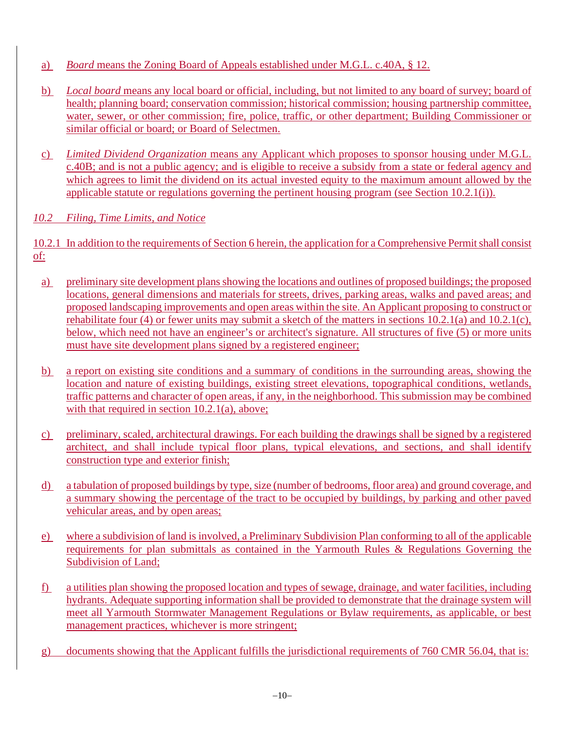a) *Board* means the Zoning Board of Appeals established under M.G.L. c.40A, § 12.

b) *Local board* means any local board or official, including, but not limited to any board of survey; board of health; planning board; conservation commission; historical commission; housing partnership committee, water, sewer, or other commission; fire, police, traffic, or other department; Building Commissioner or similar official or board; or Board of Selectmen.

c) *Limited Dividend Organization* means any Applicant which proposes to sponsor housing under M.G.L. c.40B; and is not a public agency; and is eligible to receive a subsidy from a state or federal agency and which agrees to limit the dividend on its actual invested equity to the maximum amount allowed by the applicable statute or regulations governing the pertinent housing program (see Section 10.2.1(i)).

*10.2 Filing, Time Limits, and Notice*

10.2.1 In addition to the requirements of Section 6 herein, the application for a Comprehensive Permit shall consist of:

a) preliminary site development plans showing the locations and outlines of proposed buildings; the proposed locations, general dimensions and materials for streets, drives, parking areas, walks and paved areas; and proposed landscaping improvements and open areas within the site. An Applicant proposing to construct or rehabilitate four (4) or fewer units may submit a sketch of the matters in sections 10.2.1(a) and 10.2.1(c), below, which need not have an engineer's or architect's signature. All structures of five (5) or more units must have site development plans signed by a registered engineer;

b) a report on existing site conditions and a summary of conditions in the surrounding areas, showing the location and nature of existing buildings, existing street elevations, topographical conditions, wetlands, traffic patterns and character of open areas, if any, in the neighborhood. This submission may be combined with that required in section 10.2.1(a), above;

c) preliminary, scaled, architectural drawings. For each building the drawings shall be signed by a registered architect, and shall include typical floor plans, typical elevations, and sections, and shall identify construction type and exterior finish;

d) a tabulation of proposed buildings by type, size (number of bedrooms, floor area) and ground coverage, and a summary showing the percentage of the tract to be occupied by buildings, by parking and other paved vehicular areas, and by open areas;

e) where a subdivision of land is involved, a Preliminary Subdivision Plan conforming to all of the applicable requirements for plan submittals as contained in the Yarmouth Rules & Regulations Governing the Subdivision of Land;

f) a utilities plan showing the proposed location and types of sewage, drainage, and water facilities, including hydrants. Adequate supporting information shall be provided to demonstrate that the drainage system will meet all Yarmouth Stormwater Management Regulations or Bylaw requirements, as applicable, or best management practices, whichever is more stringent;

g) documents showing that the Applicant fulfills the jurisdictional requirements of 760 CMR 56.04, that is: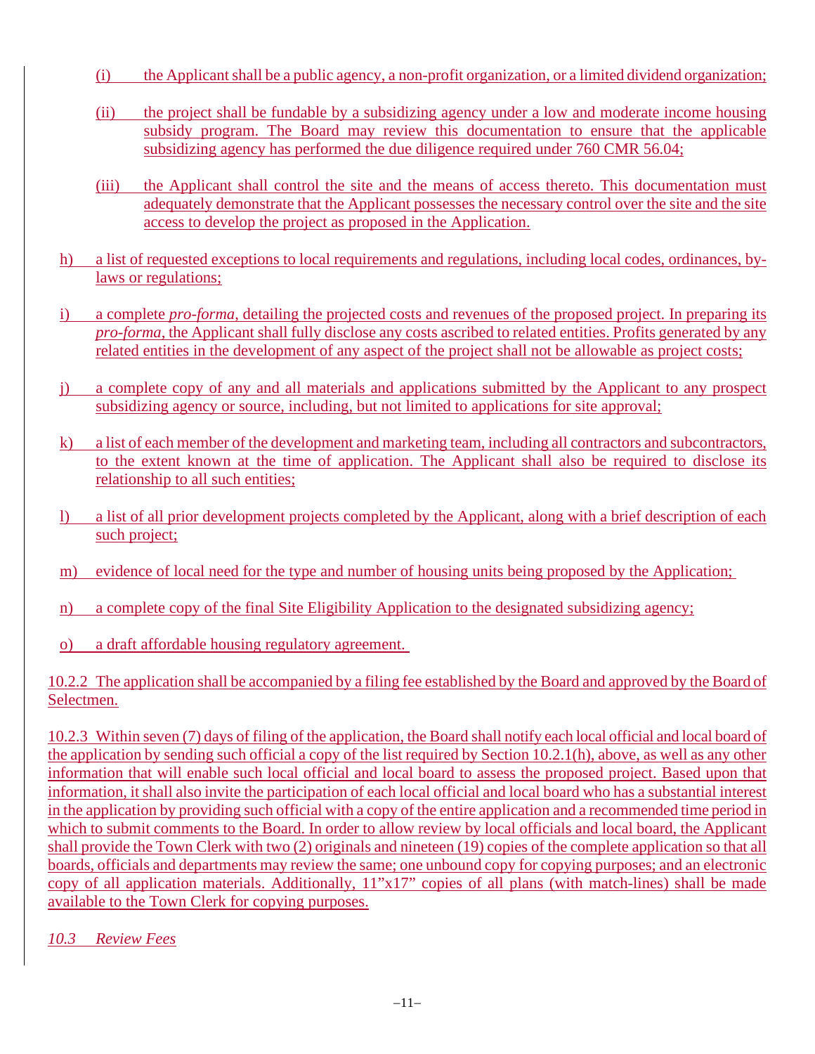(i) the Applicant shall be a public agency, a non-profit organization, or a limited dividend organization;

(ii) the project shall be fundable by a subsidizing agency under a low and moderate income housing subsidy program. The Board may review this documentation to ensure that the applicable subsidizing agency has performed the due diligence required under 760 CMR 56.04;

(iii) the Applicant shall control the site and the means of access thereto. This documentation must adequately demonstrate that the Applicant possesses the necessary control over the site and the site access to develop the project as proposed in the Application.

h) a list of requested exceptions to local requirements and regulations, including local codes, ordinances, by-laws or regulations;

i) a complete *pro-forma*, detailing the projected costs and revenues of the proposed project. In preparing its *pro-forma*, the Applicant shall fully disclose any costs ascribed to related entities. Profits generated by any related entities in the development of any aspect of the project shall not be allowable as project costs;

j) a complete copy of any and all materials and applications submitted by the Applicant to any prospect subsidizing agency or source, including, but not limited to applications for site approval;

k) a list of each member of the development and marketing team, including all contractors and subcontractors, to the extent known at the time of application. The Applicant shall also be required to disclose its relationship to all such entities;

l) a list of all prior development projects completed by the Applicant, along with a brief description of each such project;

m) evidence of local need for the type and number of housing units being proposed by the Application;

n) a complete copy of the final Site Eligibility Application to the designated subsidizing agency;

o) a draft affordable housing regulatory agreement.

10.2.2 The application shall be accompanied by a filing fee established by the Board and approved by the Board of Selectmen.

10.2.3 Within seven (7) days of filing of the application, the Board shall notify each local official and local board of the application by sending such official a copy of the list required by Section 10.2.1(h), above, as well as any other information that will enable such local official and local board to assess the proposed project. Based upon that information, it shall also invite the participation of each local official and local board who has a substantial interest in the application by providing such official with a copy of the entire application and a recommended time period in which to submit comments to the Board. In order to allow review by local officials and local board, the Applicant shall provide the Town Clerk with two (2) originals and nineteen (19) copies of the complete application so that all boards, officials and departments may review the same; one unbound copy for copying purposes; and an electronic copy of all application materials. Additionally, 11"x17" copies of all plans (with match-lines) shall be made available to the Town Clerk for copying purposes.

*10.3 Review Fees*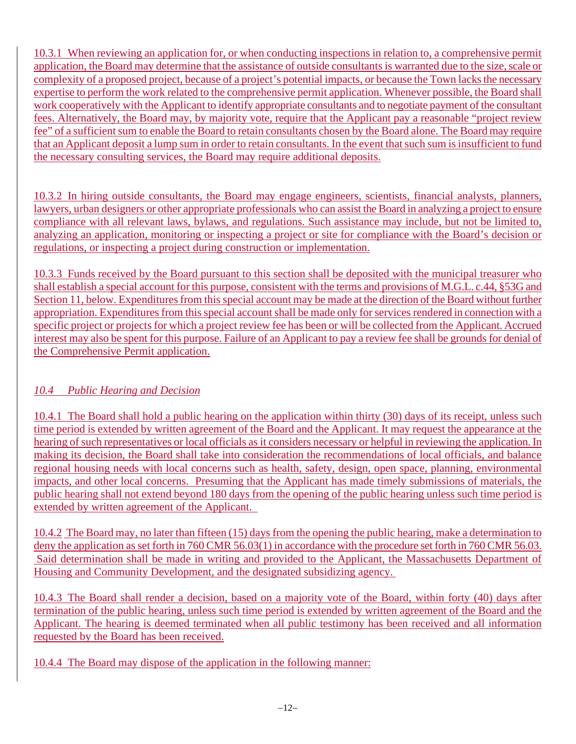10.3.1 When reviewing an application for, or when conducting inspections in relation to, a comprehensive permit application, the Board may determine that the assistance of outside consultants is warranted due to the size, scale or complexity of a proposed project, because of a project's potential impacts, or because the Town lacks the necessary expertise to perform the work related to the comprehensive permit application. Whenever possible, the Board shall work cooperatively with the Applicant to identify appropriate consultants and to negotiate payment of the consultant fees. Alternatively, the Board may, by majority vote, require that the Applicant pay a reasonable "project review fee" of a sufficient sum to enable the Board to retain consultants chosen by the Board alone. The Board may require that an Applicant deposit a lump sum in order to retain consultants. In the event that such sum is insufficient to fund the necessary consulting services, the Board may require additional deposits.

10.3.2 In hiring outside consultants, the Board may engage engineers, scientists, financial analysts, planners, lawyers, urban designers or other appropriate professionals who can assist the Board in analyzing a project to ensure compliance with all relevant laws, bylaws, and regulations. Such assistance may include, but not be limited to, analyzing an application, monitoring or inspecting a project or site for compliance with the Board's decision or regulations, or inspecting a project during construction or implementation.

10.3.3 Funds received by the Board pursuant to this section shall be deposited with the municipal treasurer who shall establish a special account for this purpose, consistent with the terms and provisions of M.G.L. c.44, §53G and Section 11, below. Expenditures from this special account may be made at the direction of the Board without further appropriation. Expenditures from this special account shall be made only for services rendered in connection with a specific project or projects for which a project review fee has been or will be collected from the Applicant. Accrued interest may also be spent for this purpose. Failure of an Applicant to pay a review fee shall be grounds for denial of the Comprehensive Permit application.

*10.4 Public Hearing and Decision*

10.4.1 The Board shall hold a public hearing on the application within thirty (30) days of its receipt, unless such time period is extended by written agreement of the Board and the Applicant. It may request the appearance at the hearing of such representatives or local officials as it considers necessary or helpful in reviewing the application. In making its decision, the Board shall take into consideration the recommendations of local officials, and balance regional housing needs with local concerns such as health, safety, design, open space, planning, environmental impacts, and other local concerns. Presuming that the Applicant has made timely submissions of materials, the public hearing shall not extend beyond 180 days from the opening of the public hearing unless such time period is extended by written agreement of the Applicant.

10.4.2 The Board may, no later than fifteen (15) days from the opening the public hearing, make a determination to deny the application as set forth in 760 CMR 56.03(1) in accordance with the procedure set forth in 760 CMR 56.03. Said determination shall be made in writing and provided to the Applicant, the Massachusetts Department of Housing and Community Development, and the designated subsidizing agency.

10.4.3 The Board shall render a decision, based on a majority vote of the Board, within forty (40) days after termination of the public hearing, unless such time period is extended by written agreement of the Board and the Applicant. The hearing is deemed terminated when all public testimony has been received and all information requested by the Board has been received.

10.4.4 The Board may dispose of the application in the following manner: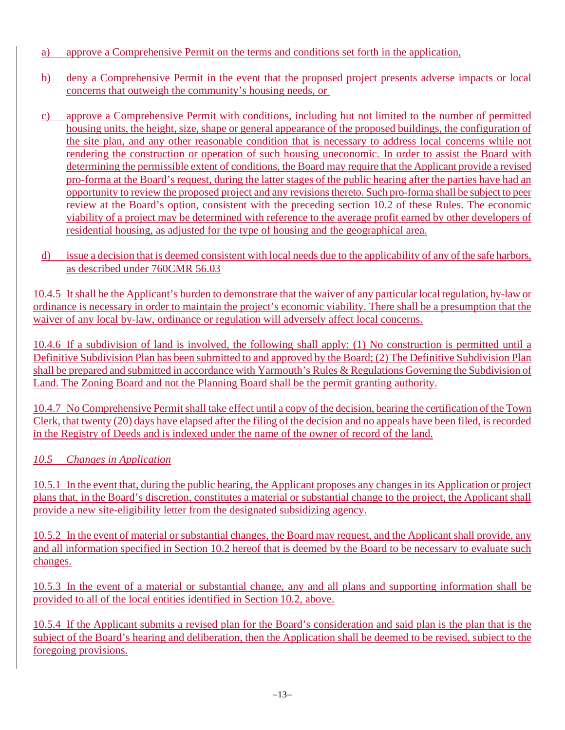a) approve a Comprehensive Permit on the terms and conditions set forth in the application,

b) deny a Comprehensive Permit in the event that the proposed project presents adverse impacts or local concerns that outweigh the community's housing needs, or

c) approve a Comprehensive Permit with conditions, including but not limited to the number of permitted housing units, the height, size, shape or general appearance of the proposed buildings, the configuration of the site plan, and any other reasonable condition that is necessary to address local concerns while not rendering the construction or operation of such housing uneconomic. In order to assist the Board with determining the permissible extent of conditions, the Board may require that the Applicant provide a revised pro-forma at the Board's request, during the latter stages of the public hearing after the parties have had an opportunity to review the proposed project and any revisions thereto. Such pro-forma shall be subject to peer review at the Board's option, consistent with the preceding section 10.2 of these Rules. The economic viability of a project may be determined with reference to the average profit earned by other developers of residential housing, as adjusted for the type of housing and the geographical area.

d) issue a decision that is deemed consistent with local needs due to the applicability of any of the safe harbors, as described under 760CMR 56.03

10.4.5 It shall be the Applicant's burden to demonstrate that the waiver of any particular local regulation, by-law or ordinance is necessary in order to maintain the project's economic viability. There shall be a presumption that the waiver of any local by-law, ordinance or regulation will adversely affect local concerns.

10.4.6 If a subdivision of land is involved, the following shall apply: (1) No construction is permitted until a Definitive Subdivision Plan has been submitted to and approved by the Board; (2) The Definitive Subdivision Plan shall be prepared and submitted in accordance with Yarmouth's Rules & Regulations Governing the Subdivision of Land. The Zoning Board and not the Planning Board shall be the permit granting authority.

10.4.7 No Comprehensive Permit shall take effect until a copy of the decision, bearing the certification of the Town Clerk, that twenty (20) days have elapsed after the filing of the decision and no appeals have been filed, is recorded in the Registry of Deeds and is indexed under the name of the owner of record of the land.

### *10.5 Changes in Application*

10.5.1 In the event that, during the public hearing, the Applicant proposes any changes in its Application or project plans that, in the Board's discretion, constitutes a material or substantial change to the project, the Applicant shall provide a new site-eligibility letter from the designated subsidizing agency.

10.5.2 In the event of material or substantial changes, the Board may request, and the Applicant shall provide, any and all information specified in Section 10.2 hereof that is deemed by the Board to be necessary to evaluate such changes.

10.5.3 In the event of a material or substantial change, any and all plans and supporting information shall be provided to all of the local entities identified in Section 10.2, above.

10.5.4 If the Applicant submits a revised plan for the Board's consideration and said plan is the plan that is the subject of the Board's hearing and deliberation, then the Application shall be deemed to be revised, subject to the foregoing provisions.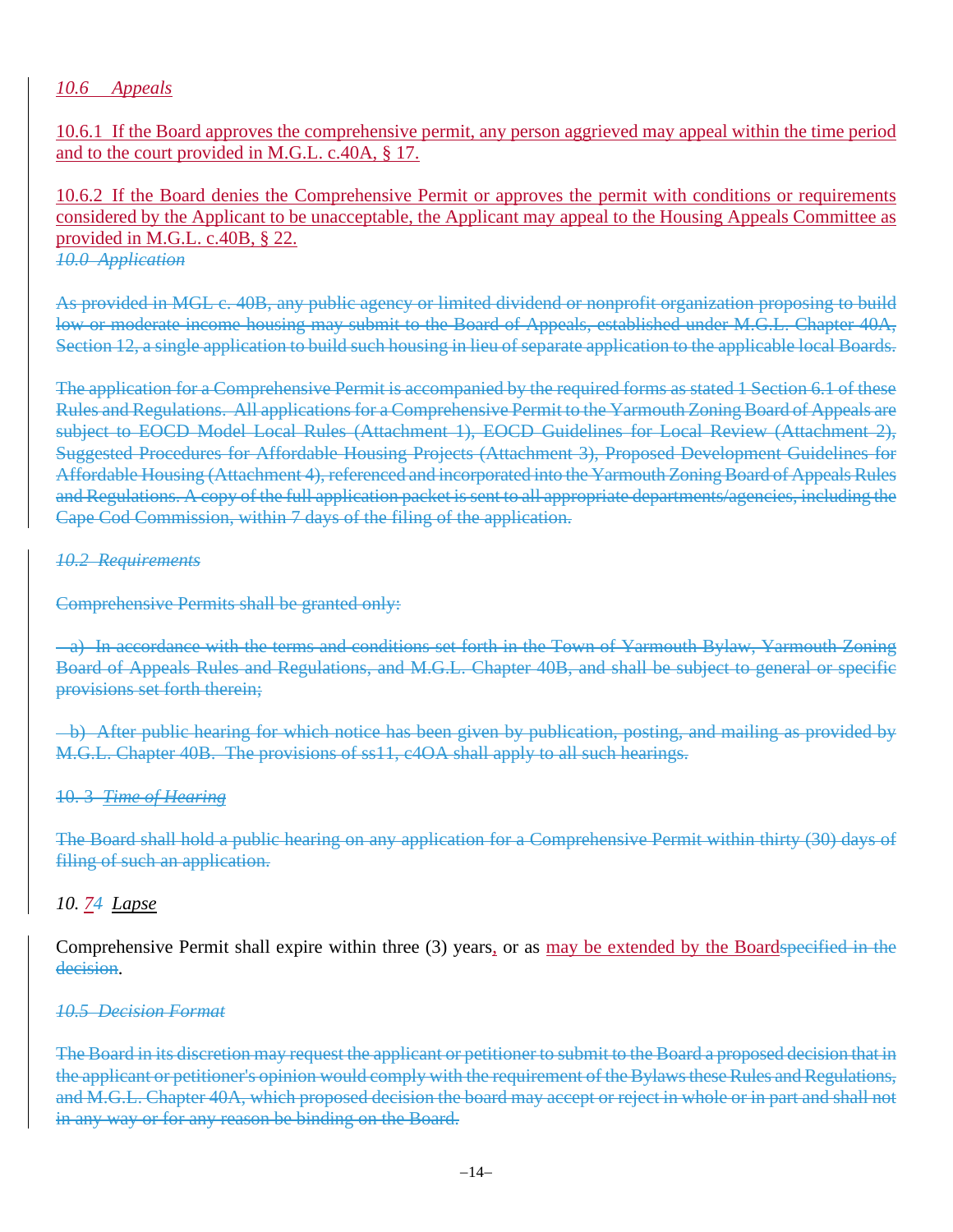*10.6 Appeals*

10.6.1 If the Board approves the comprehensive permit, any person aggrieved may appeal within the time period and to the court provided in M.G.L. c.40A, § 17.

10.6.2 If the Board denies the Comprehensive Permit or approves the permit with conditions or requirements considered by the Applicant to be unacceptable, the Applicant may appeal to the Housing Appeals Committee as provided in M.G.L. c.40B, § 22.

~~*10.0 Application*~~

~~As provided in MGL c. 40B, any public agency or limited dividend or nonprofit organization proposing to build low or moderate income housing may submit to the Board of Appeals, established under M.G.L. Chapter 40A, Section 12, a single application to build such housing in lieu of separate application to the applicable local Boards.~~

~~The application for a Comprehensive Permit is accompanied by the required forms as stated 1 Section 6.1 of these Rules and Regulations. All applications for a Comprehensive Permit to the Yarmouth Zoning Board of Appeals are subject to EOCD Model Local Rules (Attachment 1), EOCD Guidelines for Local Review (Attachment 2), Suggested Procedures for Affordable Housing Projects (Attachment 3), Proposed Development Guidelines for Affordable Housing (Attachment 4), referenced and incorporated into the Yarmouth Zoning Board of Appeals Rules and Regulations. A copy of the full application packet is sent to all appropriate departments/agencies, including the Cape Cod Commission, within 7 days of the filing of the application.~~

~~*10.2 Requirements*~~

~~Comprehensive Permits shall be granted only:~~

~~a) In accordance with the terms and conditions set forth in the Town of Yarmouth Bylaw, Yarmouth Zoning Board of Appeals Rules and Regulations, and M.G.L. Chapter 40B, and shall be subject to general or specific provisions set forth therein;~~

~~b) After public hearing for which notice has been given by publication, posting, and mailing as provided by M.G.L. Chapter 40B. The provisions of ss11, c4OA shall apply to all such hearings.~~

~~10. 3 *Time of Hearing*~~

~~The Board shall hold a public hearing on any application for a Comprehensive Permit within thirty (30) days of filing of such an application.~~

*10. 7~~4~~ Lapse*

Comprehensive Permit shall expire within three (3) years, or as may be extended by the Board~~specified in the decision~~.

~~*10.5 Decision Format*~~

~~The Board in its discretion may request the applicant or petitioner to submit to the Board a proposed decision that in the applicant or petitioner's opinion would comply with the requirement of the Bylaws these Rules and Regulations, and M.G.L. Chapter 40A, which proposed decision the board may accept or reject in whole or in part and shall not in any way or for any reason be binding on the Board.~~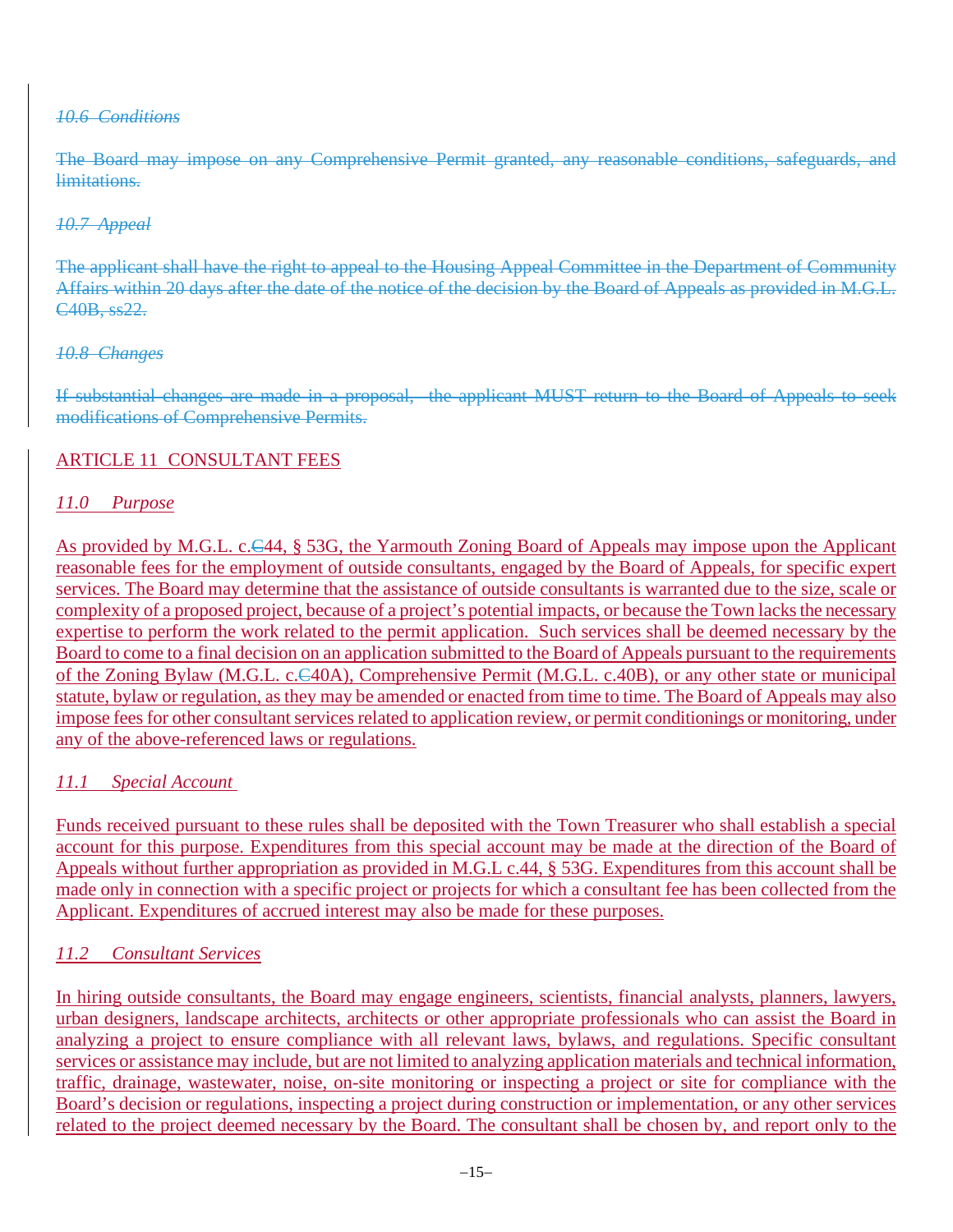*10.6 Conditions*

The Board may impose on any Comprehensive Permit granted, any reasonable conditions, safeguards, and limitations.

*10.7 Appeal*

The applicant shall have the right to appeal to the Housing Appeal Committee in the Department of Community Affairs within 20 days after the date of the notice of the decision by the Board of Appeals as provided in M.G.L. C40B, ss22.

*10.8 Changes*

If substantial changes are made in a proposal, the applicant MUST return to the Board of Appeals to seek modifications of Comprehensive Permits.

## ARTICLE 11 CONSULTANT FEES

*11.0 Purpose*

As provided by M.G.L. c.C44, § 53G, the Yarmouth Zoning Board of Appeals may impose upon the Applicant reasonable fees for the employment of outside consultants, engaged by the Board of Appeals, for specific expert services. The Board may determine that the assistance of outside consultants is warranted due to the size, scale or complexity of a proposed project, because of a project's potential impacts, or because the Town lacks the necessary expertise to perform the work related to the permit application. Such services shall be deemed necessary by the Board to come to a final decision on an application submitted to the Board of Appeals pursuant to the requirements of the Zoning Bylaw (M.G.L. c.C40A), Comprehensive Permit (M.G.L. c.40B), or any other state or municipal statute, bylaw or regulation, as they may be amended or enacted from time to time. The Board of Appeals may also impose fees for other consultant services related to application review, or permit conditionings or monitoring, under any of the above-referenced laws or regulations.

*11.1 Special Account*

Funds received pursuant to these rules shall be deposited with the Town Treasurer who shall establish a special account for this purpose. Expenditures from this special account may be made at the direction of the Board of Appeals without further appropriation as provided in M.G.L c.44, § 53G. Expenditures from this account shall be made only in connection with a specific project or projects for which a consultant fee has been collected from the Applicant. Expenditures of accrued interest may also be made for these purposes.

*11.2 Consultant Services*

In hiring outside consultants, the Board may engage engineers, scientists, financial analysts, planners, lawyers, urban designers, landscape architects, architects or other appropriate professionals who can assist the Board in analyzing a project to ensure compliance with all relevant laws, bylaws, and regulations. Specific consultant services or assistance may include, but are not limited to analyzing application materials and technical information, traffic, drainage, wastewater, noise, on-site monitoring or inspecting a project or site for compliance with the Board's decision or regulations, inspecting a project during construction or implementation, or any other services related to the project deemed necessary by the Board. The consultant shall be chosen by, and report only to the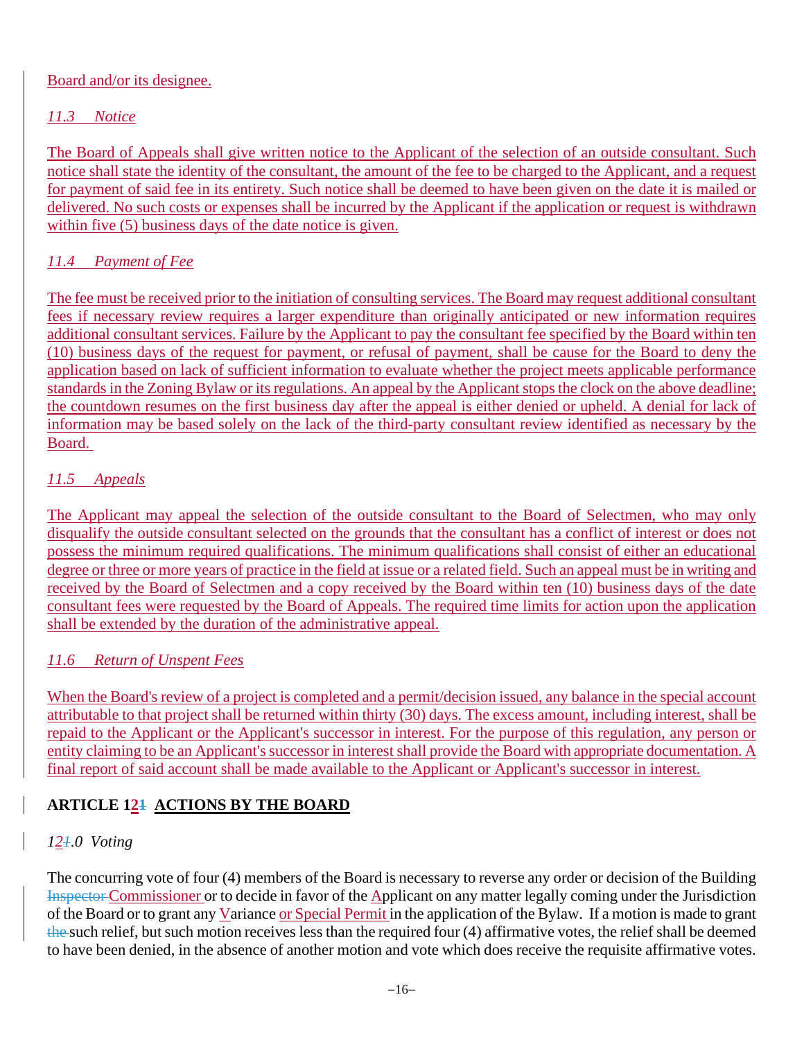Board and/or its designee.

*11.3 Notice*

The Board of Appeals shall give written notice to the Applicant of the selection of an outside consultant. Such notice shall state the identity of the consultant, the amount of the fee to be charged to the Applicant, and a request for payment of said fee in its entirety. Such notice shall be deemed to have been given on the date it is mailed or delivered. No such costs or expenses shall be incurred by the Applicant if the application or request is withdrawn within five (5) business days of the date notice is given.

*11.4 Payment of Fee*

The fee must be received prior to the initiation of consulting services. The Board may request additional consultant fees if necessary review requires a larger expenditure than originally anticipated or new information requires additional consultant services. Failure by the Applicant to pay the consultant fee specified by the Board within ten (10) business days of the request for payment, or refusal of payment, shall be cause for the Board to deny the application based on lack of sufficient information to evaluate whether the project meets applicable performance standards in the Zoning Bylaw or its regulations. An appeal by the Applicant stops the clock on the above deadline; the countdown resumes on the first business day after the appeal is either denied or upheld. A denial for lack of information may be based solely on the lack of the third-party consultant review identified as necessary by the Board.

*11.5 Appeals*

The Applicant may appeal the selection of the outside consultant to the Board of Selectmen, who may only disqualify the outside consultant selected on the grounds that the consultant has a conflict of interest or does not possess the minimum required qualifications. The minimum qualifications shall consist of either an educational degree or three or more years of practice in the field at issue or a related field. Such an appeal must be in writing and received by the Board of Selectmen and a copy received by the Board within ten (10) business days of the date consultant fees were requested by the Board of Appeals. The required time limits for action upon the application shall be extended by the duration of the administrative appeal.

*11.6 Return of Unspent Fees*

When the Board's review of a project is completed and a permit/decision issued, any balance in the special account attributable to that project shall be returned within thirty (30) days. The excess amount, including interest, shall be repaid to the Applicant or the Applicant's successor in interest. For the purpose of this regulation, any person or entity claiming to be an Applicant's successor in interest shall provide the Board with appropriate documentation. A final report of said account shall be made available to the Applicant or Applicant's successor in interest.

## ARTICLE 12~~1~~ ACTIONS BY THE BOARD

*12~~1~~.0 Voting*

The concurring vote of four (4) members of the Board is necessary to reverse any order or decision of the Building ~~Inspector~~ Commissioner or to decide in favor of the Applicant on any matter legally coming under the Jurisdiction of the Board or to grant any Variance or Special Permit in the application of the Bylaw. If a motion is made to grant ~~the~~ such relief, but such motion receives less than the required four (4) affirmative votes, the relief shall be deemed to have been denied, in the absence of another motion and vote which does receive the requisite affirmative votes.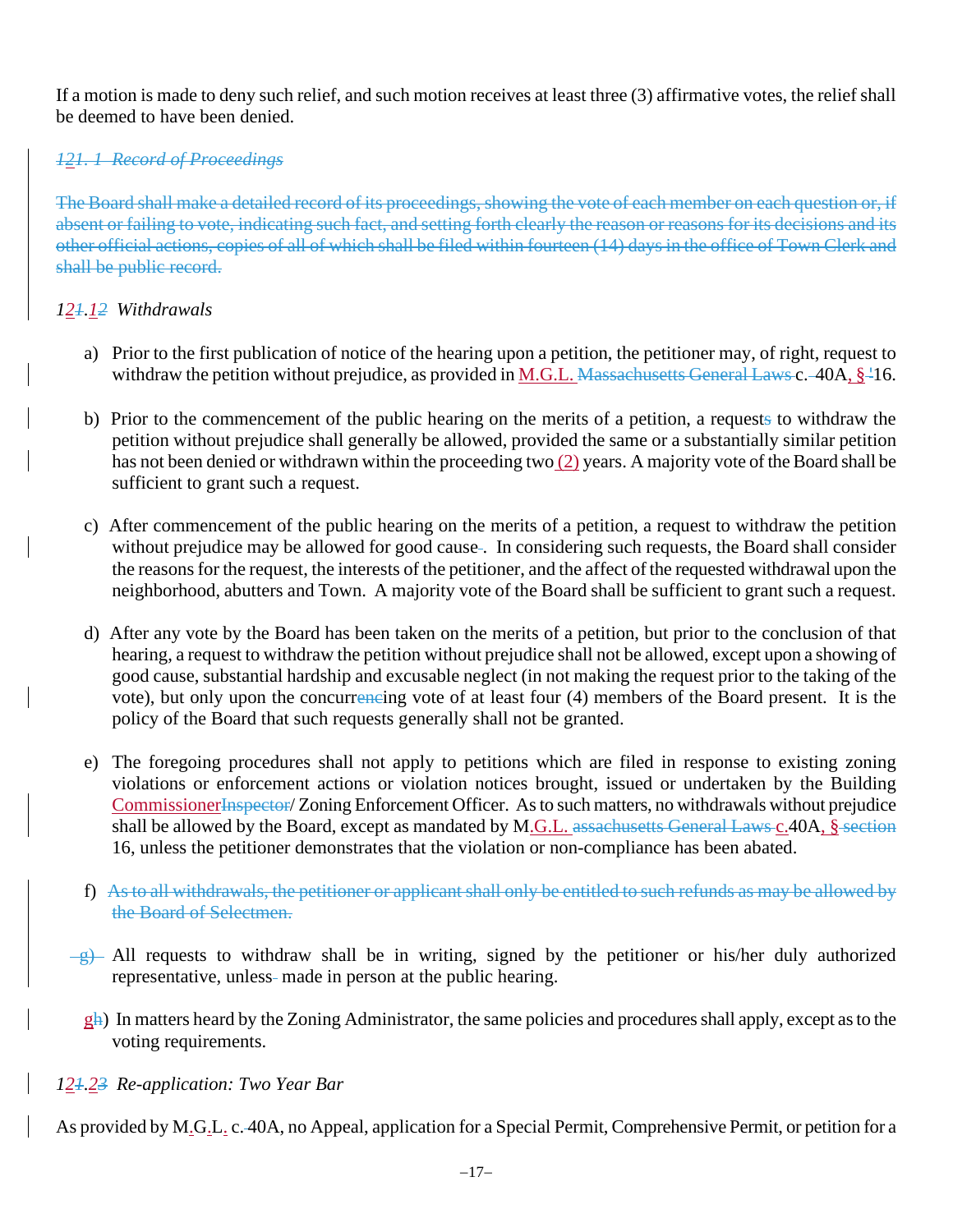If a motion is made to deny such relief, and such motion receives at least three (3) affirmative votes, the relief shall be deemed to have been denied.

~~*121. 1 Record of Proceedings*~~

~~The Board shall make a detailed record of its proceedings, showing the vote of each member on each question or, if absent or failing to vote, indicating such fact, and setting forth clearly the reason or reasons for its decisions and its other official actions, copies of all of which shall be filed within fourteen (14) days in the office of Town Clerk and shall be public record.~~

*12~~1~~.1~~2~~ Withdrawals*

a) Prior to the first publication of notice of the hearing upon a petition, the petitioner may, of right, request to withdraw the petition without prejudice, as provided in M.G.L. ~~Massachusetts General Laws~~ c. ~~-~~40A, § ~~'~~16.

b) Prior to the commencement of the public hearing on the merits of a petition, a request~~s~~ to withdraw the petition without prejudice shall generally be allowed, provided the same or a substantially similar petition has not been denied or withdrawn within the proceeding two (2) years. A majority vote of the Board shall be sufficient to grant such a request.

c) After commencement of the public hearing on the merits of a petition, a request to withdraw the petition without prejudice may be allowed for good cause~~-~~. In considering such requests, the Board shall consider the reasons for the request, the interests of the petitioner, and the affect of the requested withdrawal upon the neighborhood, abutters and Town. A majority vote of the Board shall be sufficient to grant such a request.

d) After any vote by the Board has been taken on the merits of a petition, but prior to the conclusion of that hearing, a request to withdraw the petition without prejudice shall not be allowed, except upon a showing of good cause, substantial hardship and excusable neglect (in not making the request prior to the taking of the vote), but only upon the concurr~~enc~~ing vote of at least four (4) members of the Board present. It is the policy of the Board that such requests generally shall not be granted.

e) The foregoing procedures shall not apply to petitions which are filed in response to existing zoning violations or enforcement actions or violation notices brought, issued or undertaken by the Building Commissioner~~Inspector~~/ Zoning Enforcement Officer. As to such matters, no withdrawals without prejudice shall be allowed by the Board, except as mandated by M.G.L. ~~assachusetts General Laws~~ c.40A, § ~~section~~ 16, unless the petitioner demonstrates that the violation or non-compliance has been abated.

f) ~~As to all withdrawals, the petitioner or applicant shall only be entitled to such refunds as may be allowed by the Board of Selectmen.~~

~~g)~~ All requests to withdraw shall be in writing, signed by the petitioner or his/her duly authorized representative, unless made in person at the public hearing.

g~~h~~) In matters heard by the Zoning Administrator, the same policies and procedures shall apply, except as to the voting requirements.

*12~~1~~.2~~3~~ Re-application: Two Year Bar*

As provided by M.G.L. c. ~~-~~40A, no Appeal, application for a Special Permit, Comprehensive Permit, or petition for a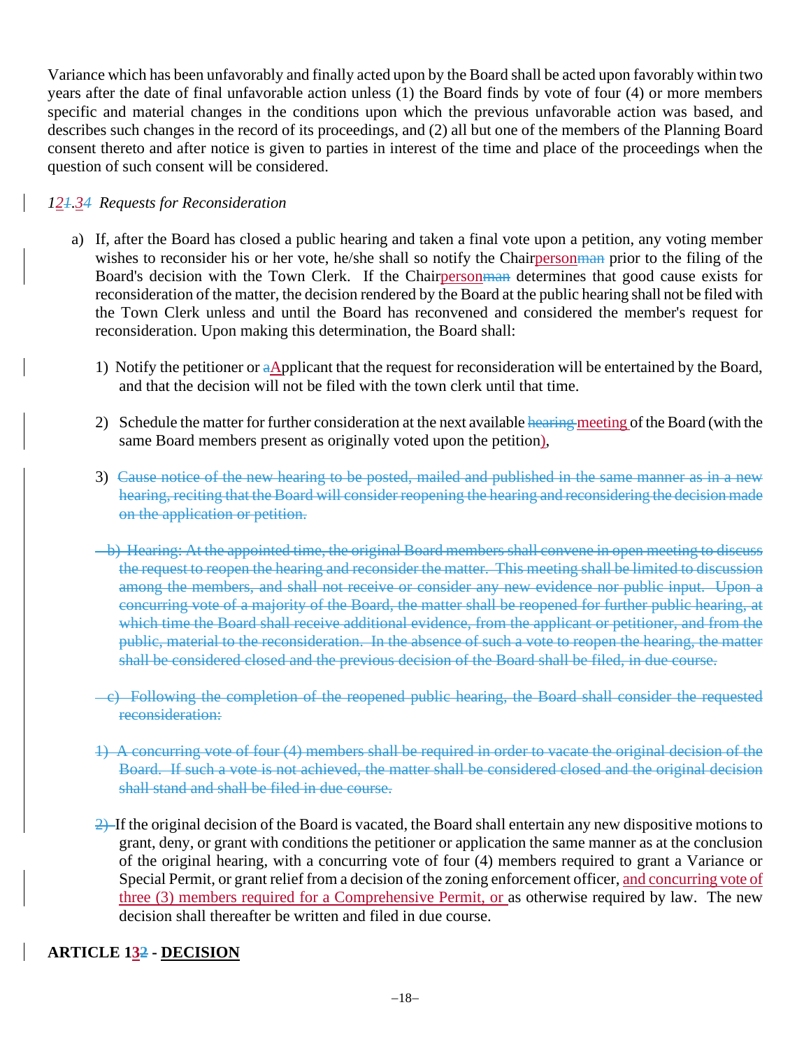Variance which has been unfavorably and finally acted upon by the Board shall be acted upon favorably within two years after the date of final unfavorable action unless (1) the Board finds by vote of four (4) or more members specific and material changes in the conditions upon which the previous unfavorable action was based, and describes such changes in the record of its proceedings, and (2) all but one of the members of the Planning Board consent thereto and after notice is given to parties in interest of the time and place of the proceedings when the question of such consent will be considered.

*1~~1~~2.~~3~~4 Requests for Reconsideration*

a) If, after the Board has closed a public hearing and taken a final vote upon a petition, any voting member wishes to reconsider his or her vote, he/she shall so notify the Chairperson~~man~~ prior to the filing of the Board's decision with the Town Clerk. If the Chairperson~~man~~ determines that good cause exists for reconsideration of the matter, the decision rendered by the Board at the public hearing shall not be filed with the Town Clerk unless and until the Board has reconvened and considered the member's request for reconsideration. Upon making this determination, the Board shall:

   1) Notify the petitioner or ~~a~~Applicant that the request for reconsideration will be entertained by the Board, and that the decision will not be filed with the town clerk until that time.

   2) Schedule the matter for further consideration at the next available ~~hearing~~ meeting of the Board (with the same Board members present as originally voted upon the petition),

   3) ~~Cause notice of the new hearing to be posted, mailed and published in the same manner as in a new hearing, reciting that the Board will consider reopening the hearing and reconsidering the decision made on the application or petition.~~

~~b) Hearing: At the appointed time, the original Board members shall convene in open meeting to discuss the request to reopen the hearing and reconsider the matter. This meeting shall be limited to discussion among the members, and shall not receive or consider any new evidence nor public input. Upon a concurring vote of a majority of the Board, the matter shall be reopened for further public hearing, at which time the Board shall receive additional evidence, from the applicant or petitioner, and from the public, material to the reconsideration. In the absence of such a vote to reopen the hearing, the matter shall be considered closed and the previous decision of the Board shall be filed, in due course.~~

~~c) Following the completion of the reopened public hearing, the Board shall consider the requested reconsideration:~~

~~1) A concurring vote of four (4) members shall be required in order to vacate the original decision of the Board. If such a vote is not achieved, the matter shall be considered closed and the original decision shall stand and shall be filed in due course.~~

~~2)~~ If the original decision of the Board is vacated, the Board shall entertain any new dispositive motions to grant, deny, or grant with conditions the petitioner or application the same manner as at the conclusion of the original hearing, with a concurring vote of four (4) members required to grant a Variance or Special Permit, or grant relief from a decision of the zoning enforcement officer, and concurring vote of three (3) members required for a Comprehensive Permit, or as otherwise required by law. The new decision shall thereafter be written and filed in due course.

## ARTICLE 13~~2~~ - DECISION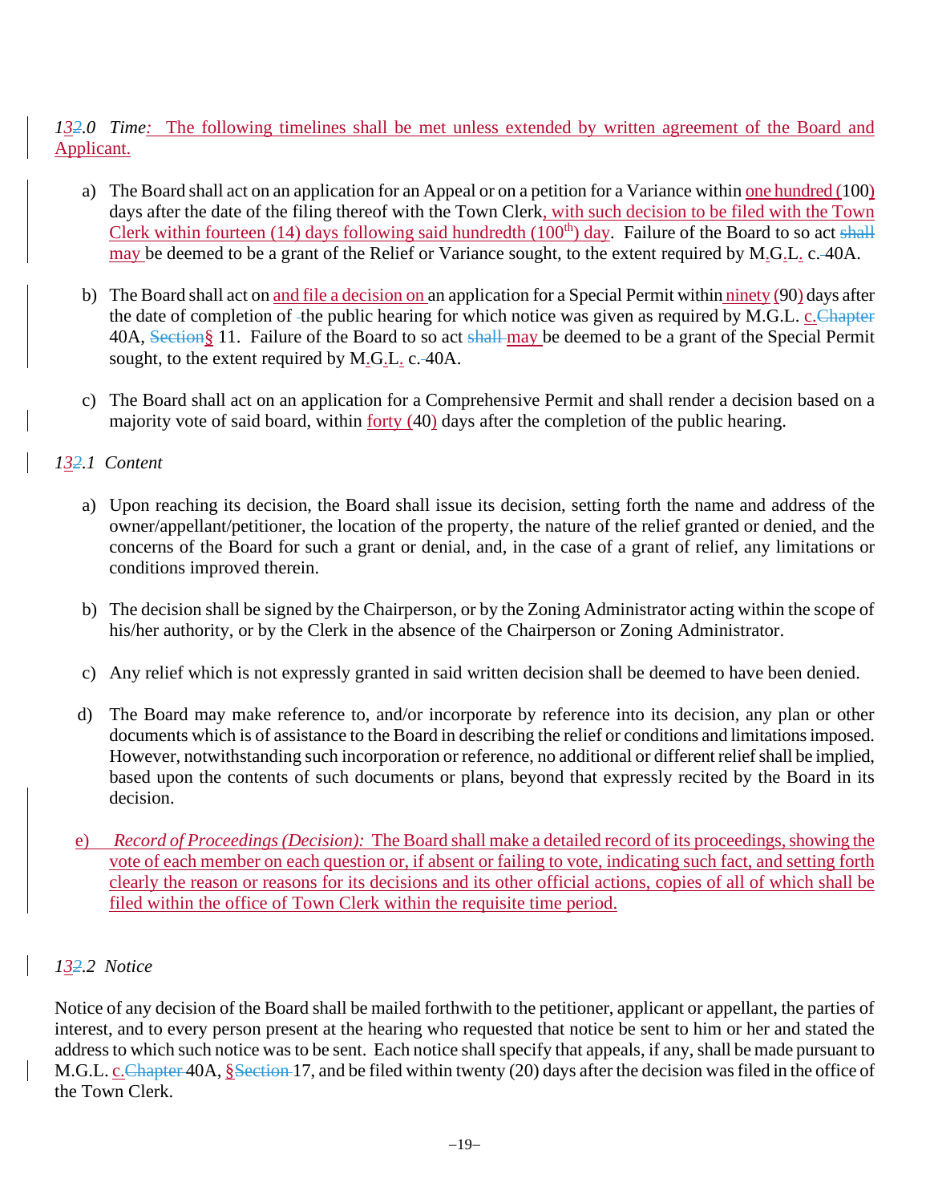*13~~2~~.0 Time: The following timelines shall be met unless extended by written agreement of the Board and Applicant.*

a) The Board shall act on an application for an Appeal or on a petition for a Variance within one hundred (100) days after the date of the filing thereof with the Town Clerk, with such decision to be filed with the Town Clerk within fourteen (14) days following said hundredth (100th) day. Failure of the Board to so act ~~shall~~ may be deemed to be a grant of the Relief or Variance sought, to the extent required by M.G.L. c. 40A.

b) The Board shall act on and file a decision on an application for a Special Permit within ninety (90) days after the date of completion of the public hearing for which notice was given as required by M.G.L. c.~~Chapter~~ 40A, ~~Section~~§ 11. Failure of the Board to so act ~~shall~~ may be deemed to be a grant of the Special Permit sought, to the extent required by M.G.L. c. 40A.

c) The Board shall act on an application for a Comprehensive Permit and shall render a decision based on a majority vote of said board, within forty (40) days after the completion of the public hearing.

*13~~2~~.1 Content*

a) Upon reaching its decision, the Board shall issue its decision, setting forth the name and address of the owner/appellant/petitioner, the location of the property, the nature of the relief granted or denied, and the concerns of the Board for such a grant or denial, and, in the case of a grant of relief, any limitations or conditions improved therein.

b) The decision shall be signed by the Chairperson, or by the Zoning Administrator acting within the scope of his/her authority, or by the Clerk in the absence of the Chairperson or Zoning Administrator.

c) Any relief which is not expressly granted in said written decision shall be deemed to have been denied.

d) The Board may make reference to, and/or incorporate by reference into its decision, any plan or other documents which is of assistance to the Board in describing the relief or conditions and limitations imposed. However, notwithstanding such incorporation or reference, no additional or different relief shall be implied, based upon the contents of such documents or plans, beyond that expressly recited by the Board in its decision.

e) *Record of Proceedings (Decision):* The Board shall make a detailed record of its proceedings, showing the vote of each member on each question or, if absent or failing to vote, indicating such fact, and setting forth clearly the reason or reasons for its decisions and its other official actions, copies of all of which shall be filed within the office of Town Clerk within the requisite time period.

*13~~2~~.2 Notice*

Notice of any decision of the Board shall be mailed forthwith to the petitioner, applicant or appellant, the parties of interest, and to every person present at the hearing who requested that notice be sent to him or her and stated the address to which such notice was to be sent. Each notice shall specify that appeals, if any, shall be made pursuant to M.G.L. c.~~Chapter~~ 40A, §~~Section~~ 17, and be filed within twenty (20) days after the decision was filed in the office of the Town Clerk.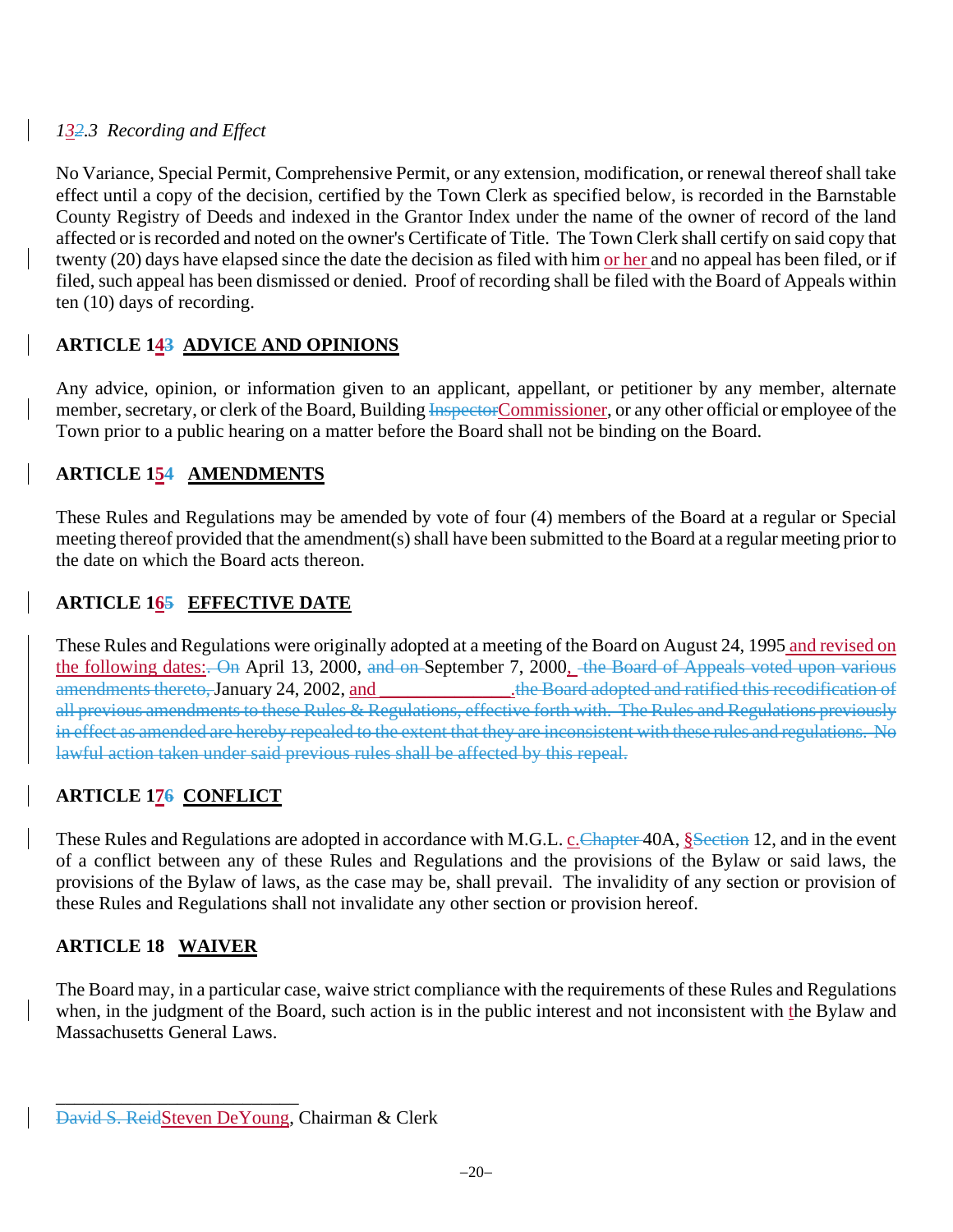*13~~2~~.3 Recording and Effect*

No Variance, Special Permit, Comprehensive Permit, or any extension, modification, or renewal thereof shall take effect until a copy of the decision, certified by the Town Clerk as specified below, is recorded in the Barnstable County Registry of Deeds and indexed in the Grantor Index under the name of the owner of record of the land affected or is recorded and noted on the owner's Certificate of Title. The Town Clerk shall certify on said copy that twenty (20) days have elapsed since the date the decision as filed with him or her and no appeal has been filed, or if filed, such appeal has been dismissed or denied. Proof of recording shall be filed with the Board of Appeals within ten (10) days of recording.

## ARTICLE 14~~3~~ ADVICE AND OPINIONS

Any advice, opinion, or information given to an applicant, appellant, or petitioner by any member, alternate member, secretary, or clerk of the Board, Building ~~Inspector~~Commissioner, or any other official or employee of the Town prior to a public hearing on a matter before the Board shall not be binding on the Board.

## ARTICLE 15~~4~~ AMENDMENTS

These Rules and Regulations may be amended by vote of four (4) members of the Board at a regular or Special meeting thereof provided that the amendment(s) shall have been submitted to the Board at a regular meeting prior to the date on which the Board acts thereon.

## ARTICLE 16~~5~~ EFFECTIVE DATE

These Rules and Regulations were originally adopted at a meeting of the Board on August 24, 1995 and revised on the following dates:~~. On~~ April 13, 2000, ~~and on~~ September 7, 2000, ~~the Board of Appeals voted upon various amendments thereto,~~ January 24, 2002, and ______________.~~the Board adopted and ratified this recodification of all previous amendments to these Rules & Regulations, effective forth with. The Rules and Regulations previously in effect as amended are hereby repealed to the extent that they are inconsistent with these rules and regulations. No lawful action taken under said previous rules shall be affected by this repeal.~~

## ARTICLE 17~~6~~ CONFLICT

These Rules and Regulations are adopted in accordance with M.G.L. c.~~Chapter~~ 40A, §~~Section~~ 12, and in the event of a conflict between any of these Rules and Regulations and the provisions of the Bylaw or said laws, the provisions of the Bylaw of laws, as the case may be, shall prevail. The invalidity of any section or provision of these Rules and Regulations shall not invalidate any other section or provision hereof.

## ARTICLE 18 WAIVER

The Board may, in a particular case, waive strict compliance with the requirements of these Rules and Regulations when, in the judgment of the Board, such action is in the public interest and not inconsistent with the Bylaw and Massachusetts General Laws.

_________________________

~~David S. Reid~~Steven DeYoung, Chairman & Clerk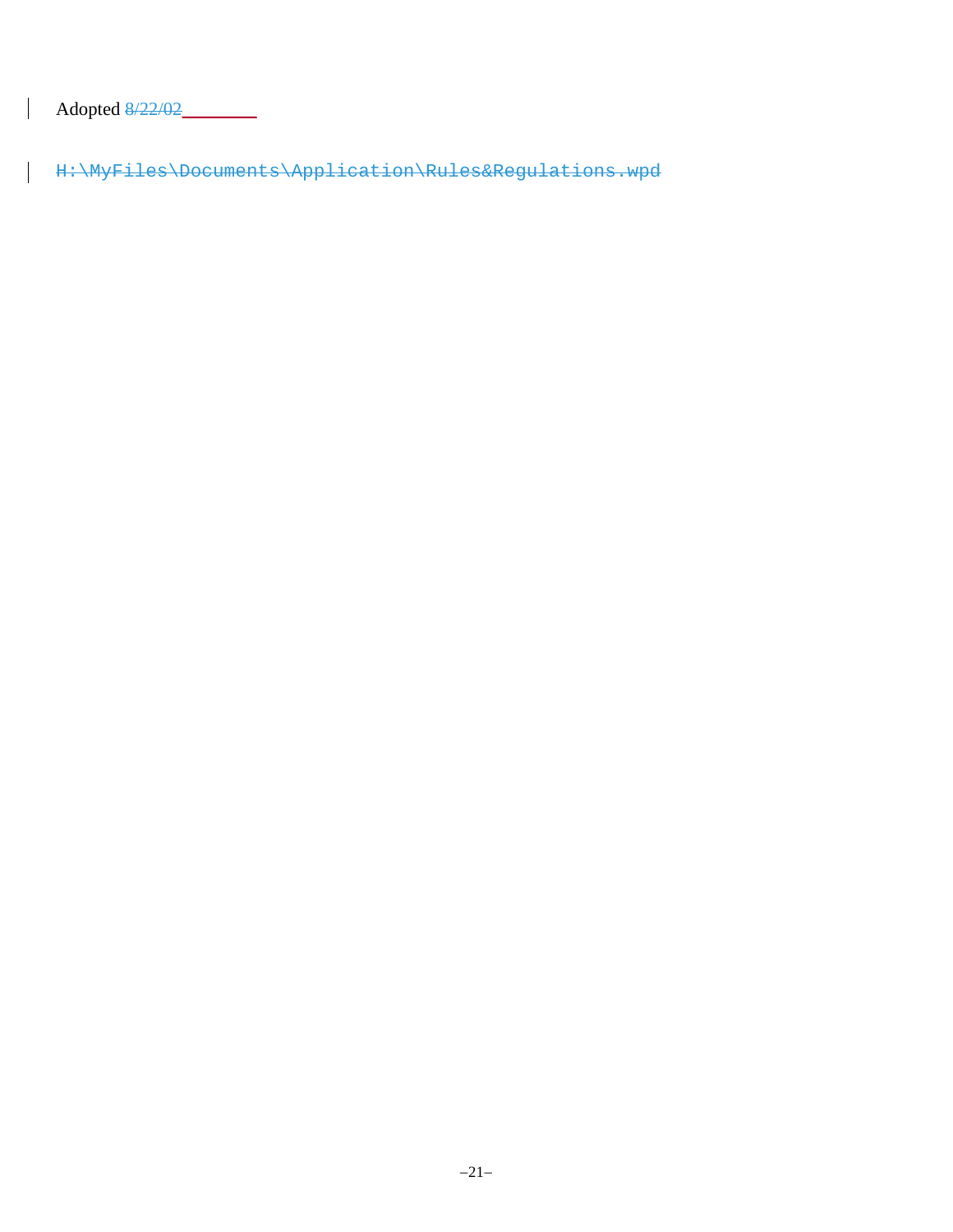Adopted ~~8/22/02~~________

~~H:\MyFiles\Documents\Application\Rules&Regulations.wpd~~